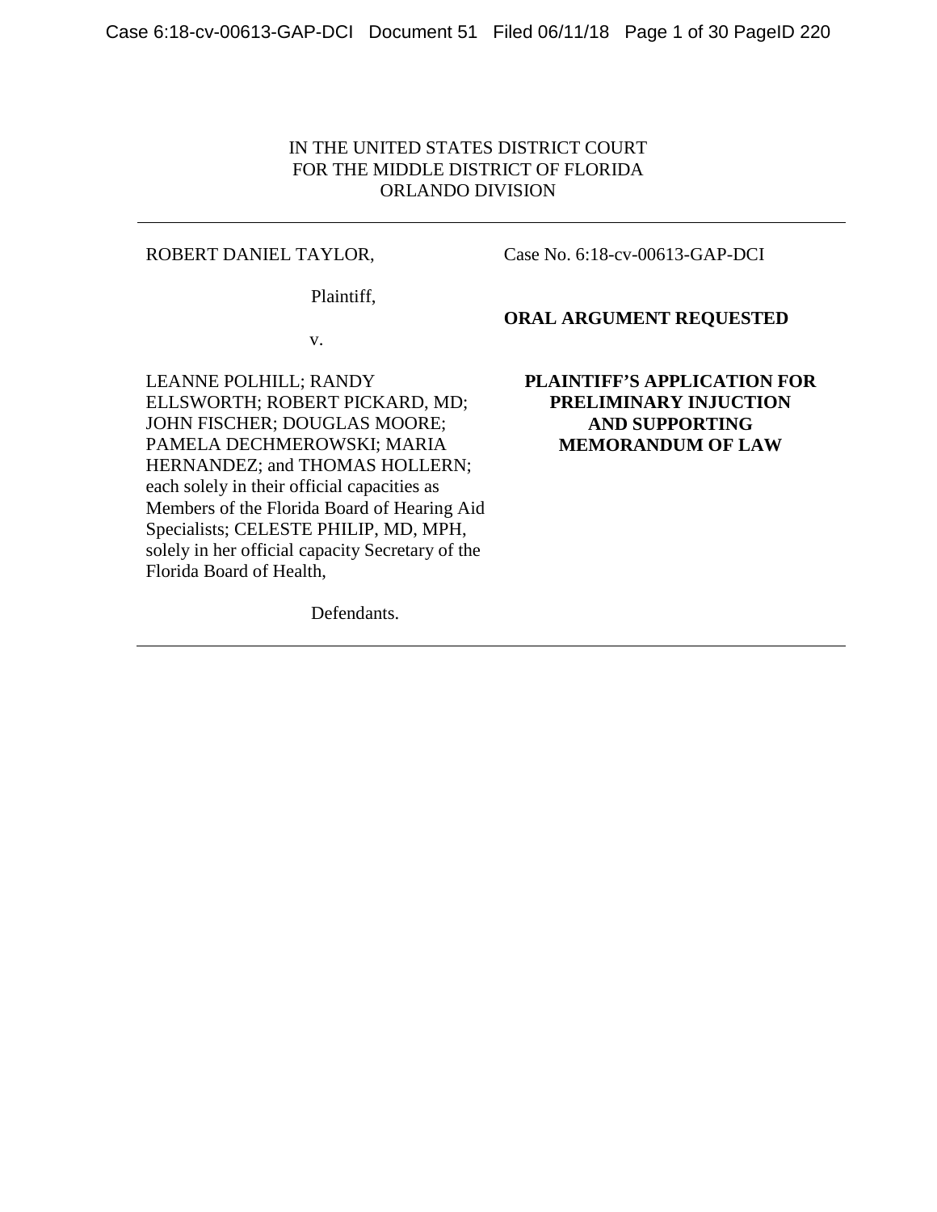IN THE UNITED STATES DISTRICT COURT
FOR THE MIDDLE DISTRICT OF FLORIDA
ORLANDO DIVISION

---

ROBERT DANIEL TAYLOR,

Plaintiff,

v.

LEANNE POLHILL; RANDY ELLSWORTH; ROBERT PICKARD, MD; JOHN FISCHER; DOUGLAS MOORE; PAMELA DECHMEROWSKI; MARIA HERNANDEZ; and THOMAS HOLLERN; each solely in their official capacities as Members of the Florida Board of Hearing Aid Specialists; CELESTE PHILIP, MD, MPH, solely in her official capacity Secretary of the Florida Board of Health,

Defendants.

Case No. 6:18-cv-00613-GAP-DCI

**ORAL ARGUMENT REQUESTED**

**PLAINTIFF'S APPLICATION FOR PRELIMINARY INJUCTION AND SUPPORTING MEMORANDUM OF LAW**

---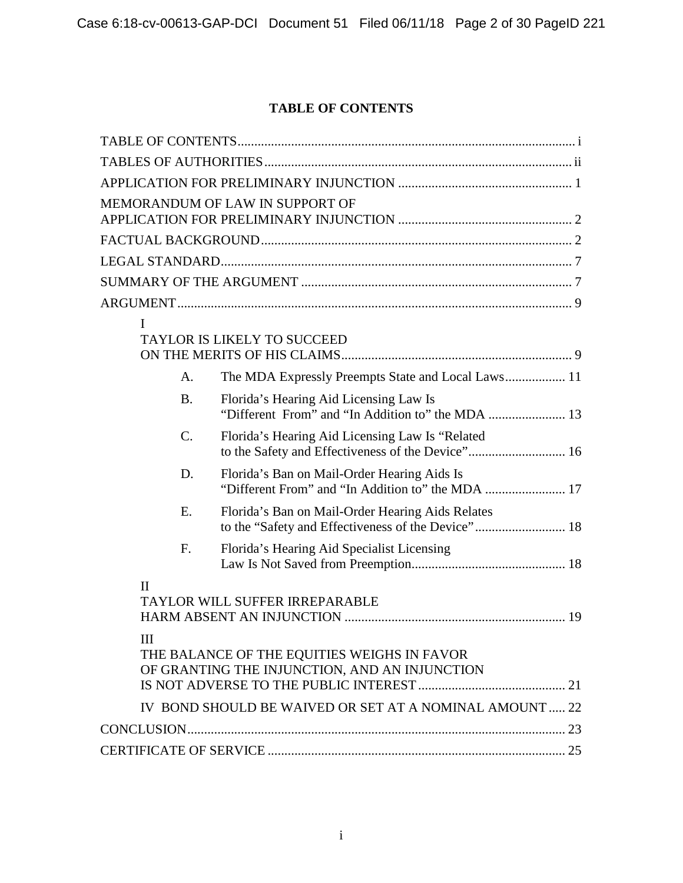## TABLE OF CONTENTS

TABLE OF CONTENTS .................................................................................................... i

TABLES OF AUTHORITIES ............................................................................................ ii

APPLICATION FOR PRELIMINARY INJUNCTION ................................................... 1

MEMORANDUM OF LAW IN SUPPORT OF APPLICATION FOR PRELIMINARY INJUNCTION .................................................... 2

FACTUAL BACKGROUND ............................................................................................ 2

LEGAL STANDARD ........................................................................................................ 7

SUMMARY OF THE ARGUMENT ................................................................................ 7

ARGUMENT .................................................................................................................... 9

I TAYLOR IS LIKELY TO SUCCEED ON THE MERITS OF HIS CLAIMS .................................................................... 9

- A. The MDA Expressly Preempts State and Local Laws .................. 11
- B. Florida's Hearing Aid Licensing Law Is "Different From" and "In Addition to" the MDA ....................... 13
- C. Florida's Hearing Aid Licensing Law Is "Related to the Safety and Effectiveness of the Device" ............................. 16
- D. Florida's Ban on Mail-Order Hearing Aids Is "Different From" and "In Addition to" the MDA ........................ 17
- E. Florida's Ban on Mail-Order Hearing Aids Relates to the "Safety and Effectiveness of the Device" ........................... 18
- F. Florida's Hearing Aid Specialist Licensing Law Is Not Saved from Preemption .............................................. 18

II TAYLOR WILL SUFFER IRREPARABLE HARM ABSENT AN INJUNCTION ................................................................. 19

III THE BALANCE OF THE EQUITIES WEIGHS IN FAVOR OF GRANTING THE INJUNCTION, AND AN INJUNCTION IS NOT ADVERSE TO THE PUBLIC INTEREST ........................................... 21

IV BOND SHOULD BE WAIVED OR SET AT A NOMINAL AMOUNT ..... 22

CONCLUSION ................................................................................................................ 23

CERTIFICATE OF SERVICE ........................................................................................ 25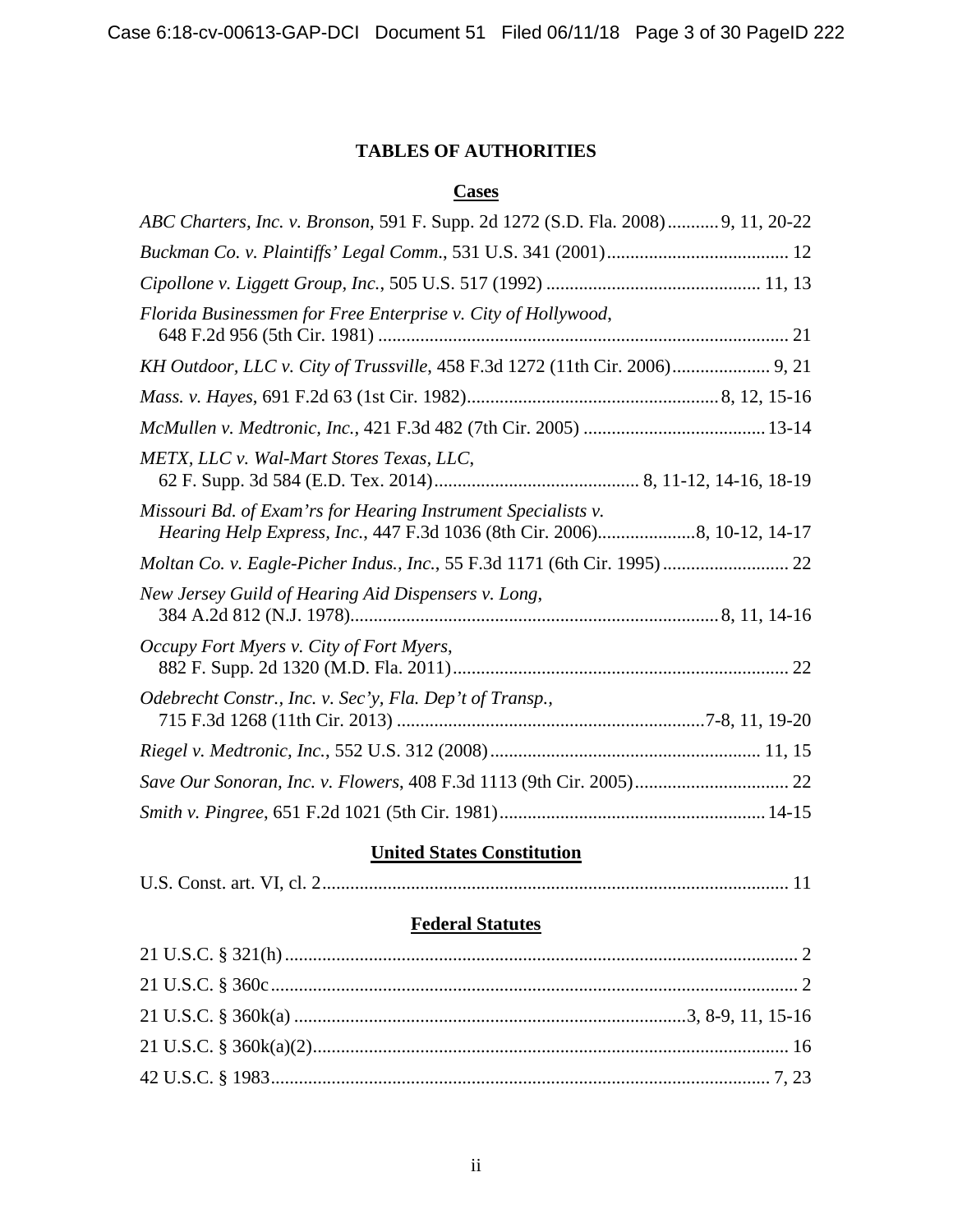**TABLES OF AUTHORITIES**

**Cases**

*ABC Charters, Inc. v. Bronson*, 591 F. Supp. 2d 1272 (S.D. Fla. 2008)........... 9, 11, 20-22

*Buckman Co. v. Plaintiffs' Legal Comm.*, 531 U.S. 341 (2001)....................................... 12

*Cipollone v. Liggett Group, Inc.*, 505 U.S. 517 (1992) ............................................. 11, 13

*Florida Businessmen for Free Enterprise v. City of Hollywood*, 648 F.2d 956 (5th Cir. 1981) ....................................................................................... 21

*KH Outdoor, LLC v. City of Trussville*, 458 F.3d 1272 (11th Cir. 2006)..................... 9, 21

*Mass. v. Hayes*, 691 F.2d 63 (1st Cir. 1982)...................................................... 8, 12, 15-16

*McMullen v. Medtronic, Inc.*, 421 F.3d 482 (7th Cir. 2005) ....................................... 13-14

*METX, LLC v. Wal-Mart Stores Texas, LLC*, 62 F. Supp. 3d 584 (E.D. Tex. 2014)........................................... 8, 11-12, 14-16, 18-19

*Missouri Bd. of Exam'rs for Hearing Instrument Specialists v. Hearing Help Express, Inc.*, 447 F.3d 1036 (8th Cir. 2006).....................8, 10-12, 14-17

*Moltan Co. v. Eagle-Picher Indus., Inc.*, 55 F.3d 1171 (6th Cir. 1995) ........................... 22

*New Jersey Guild of Hearing Aid Dispensers v. Long*, 384 A.2d 812 (N.J. 1978).............................................................................. 8, 11, 14-16

*Occupy Fort Myers v. City of Fort Myers*, 882 F. Supp. 2d 1320 (M.D. Fla. 2011)........................................................................ 22

*Odebrecht Constr., Inc. v. Sec'y, Fla. Dep't of Transp.*, 715 F.3d 1268 (11th Cir. 2013) ..................................................................7-8, 11, 19-20

*Riegel v. Medtronic, Inc.*, 552 U.S. 312 (2008)......................................................... 11, 15

*Save Our Sonoran, Inc. v. Flowers*, 408 F.3d 1113 (9th Cir. 2005)................................. 22

*Smith v. Pingree*, 651 F.2d 1021 (5th Cir. 1981)......................................................... 14-15

**United States Constitution**

U.S. Const. art. VI, cl. 2.................................................................................................. 11

**Federal Statutes**

21 U.S.C. § 321(h)............................................................................................................ 2

21 U.S.C. § 360c................................................................................................................ 2

21 U.S.C. § 360k(a) ....................................................................................3, 8-9, 11, 15-16

21 U.S.C. § 360k(a)(2)..................................................................................................... 16

42 U.S.C. § 1983.......................................................................................................... 7, 23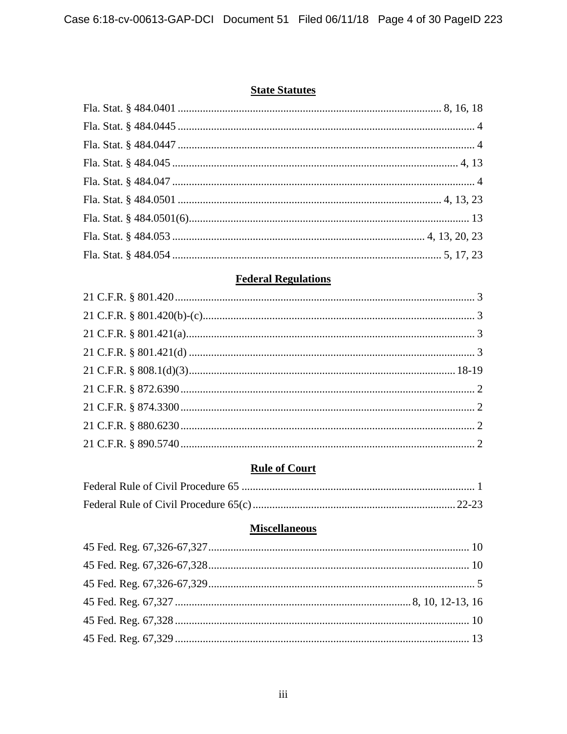**State Statutes**

Fla. Stat. § 484.0401 .......... 8, 16, 18

Fla. Stat. § 484.0445 .......... 4

Fla. Stat. § 484.0447 .......... 4

Fla. Stat. § 484.045 .......... 4, 13

Fla. Stat. § 484.047 .......... 4

Fla. Stat. § 484.0501 .......... 4, 13, 23

Fla. Stat. § 484.0501(6).......... 13

Fla. Stat. § 484.053 .......... 4, 13, 20, 23

Fla. Stat. § 484.054 .......... 5, 17, 23

**Federal Regulations**

21 C.F.R. § 801.420.......... 3

21 C.F.R. § 801.420(b)-(c).......... 3

21 C.F.R. § 801.421(a).......... 3

21 C.F.R. § 801.421(d) .......... 3

21 C.F.R. § 808.1(d)(3).......... 18-19

21 C.F.R. § 872.6390.......... 2

21 C.F.R. § 874.3300.......... 2

21 C.F.R. § 880.6230.......... 2

21 C.F.R. § 890.5740.......... 2

**Rule of Court**

Federal Rule of Civil Procedure 65 .......... 1

Federal Rule of Civil Procedure 65(c).......... 22-23

**Miscellaneous**

45 Fed. Reg. 67,326-67,327.......... 10

45 Fed. Reg. 67,326-67,328.......... 10

45 Fed. Reg. 67,326-67,329.......... 5

45 Fed. Reg. 67,327 .......... 8, 10, 12-13, 16

45 Fed. Reg. 67,328 .......... 10

45 Fed. Reg. 67,329 .......... 13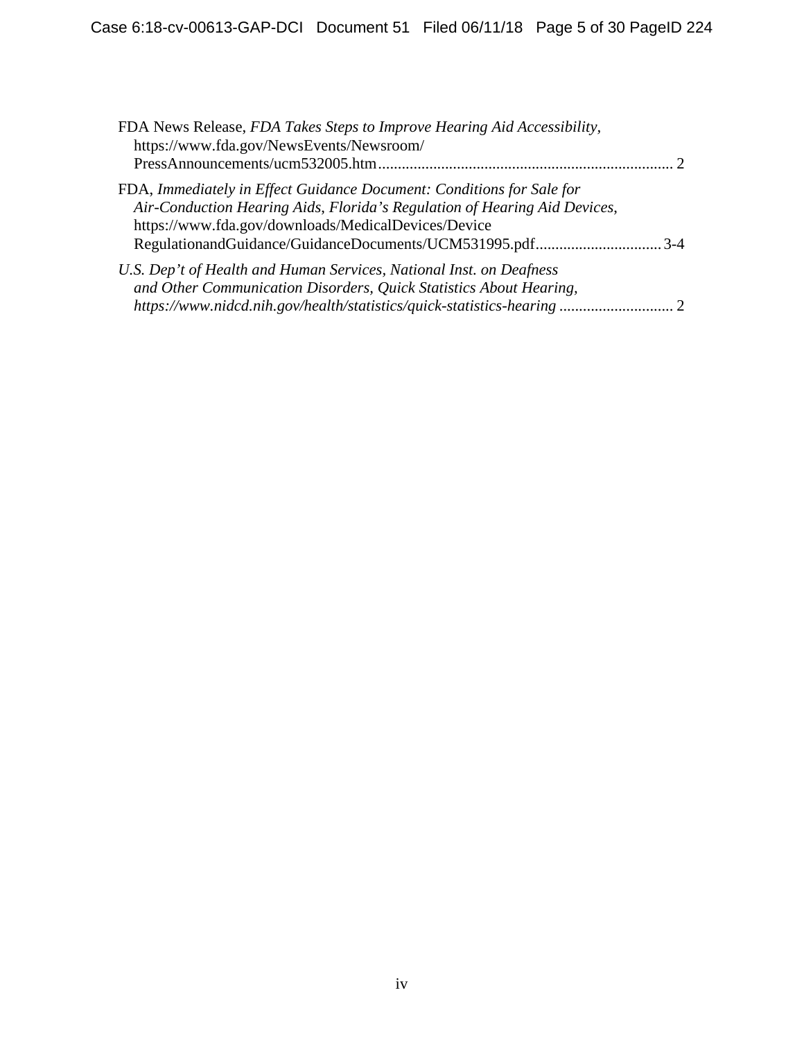FDA News Release, *FDA Takes Steps to Improve Hearing Aid Accessibility*, https://www.fda.gov/NewsEvents/Newsroom/PressAnnouncements/ucm532005.htm .......................................................................... 2

FDA, *Immediately in Effect Guidance Document: Conditions for Sale for Air-Conduction Hearing Aids*, *Florida's Regulation of Hearing Aid Devices*, https://www.fda.gov/downloads/MedicalDevices/DeviceRegulationandGuidance/GuidanceDocuments/UCM531995.pdf ................................ 3-4

*U.S. Dep't of Health and Human Services, National Inst. on Deafness and Other Communication Disorders, Quick Statistics About Hearing, https://www.nidcd.nih.gov/health/statistics/quick-statistics-hearing* ............................ 2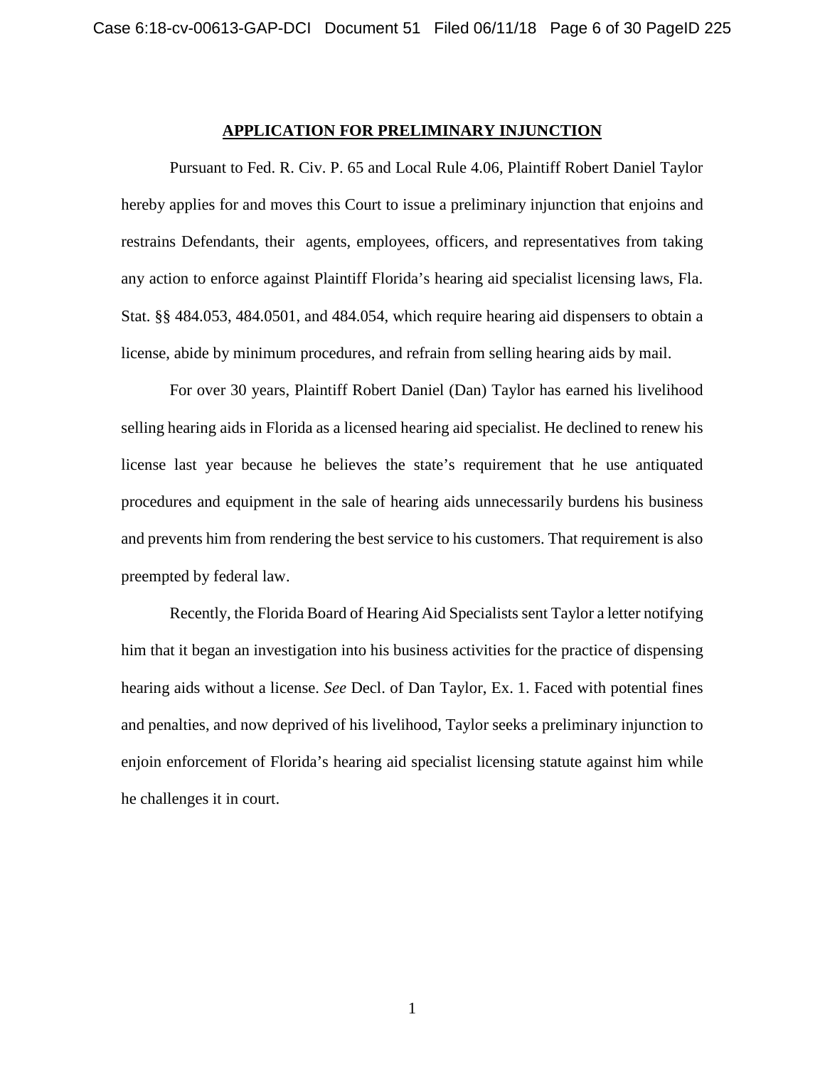## APPLICATION FOR PRELIMINARY INJUNCTION

Pursuant to Fed. R. Civ. P. 65 and Local Rule 4.06, Plaintiff Robert Daniel Taylor hereby applies for and moves this Court to issue a preliminary injunction that enjoins and restrains Defendants, their agents, employees, officers, and representatives from taking any action to enforce against Plaintiff Florida's hearing aid specialist licensing laws, Fla. Stat. §§ 484.053, 484.0501, and 484.054, which require hearing aid dispensers to obtain a license, abide by minimum procedures, and refrain from selling hearing aids by mail.

For over 30 years, Plaintiff Robert Daniel (Dan) Taylor has earned his livelihood selling hearing aids in Florida as a licensed hearing aid specialist. He declined to renew his license last year because he believes the state's requirement that he use antiquated procedures and equipment in the sale of hearing aids unnecessarily burdens his business and prevents him from rendering the best service to his customers. That requirement is also preempted by federal law.

Recently, the Florida Board of Hearing Aid Specialists sent Taylor a letter notifying him that it began an investigation into his business activities for the practice of dispensing hearing aids without a license. *See* Decl. of Dan Taylor, Ex. 1. Faced with potential fines and penalties, and now deprived of his livelihood, Taylor seeks a preliminary injunction to enjoin enforcement of Florida's hearing aid specialist licensing statute against him while he challenges it in court.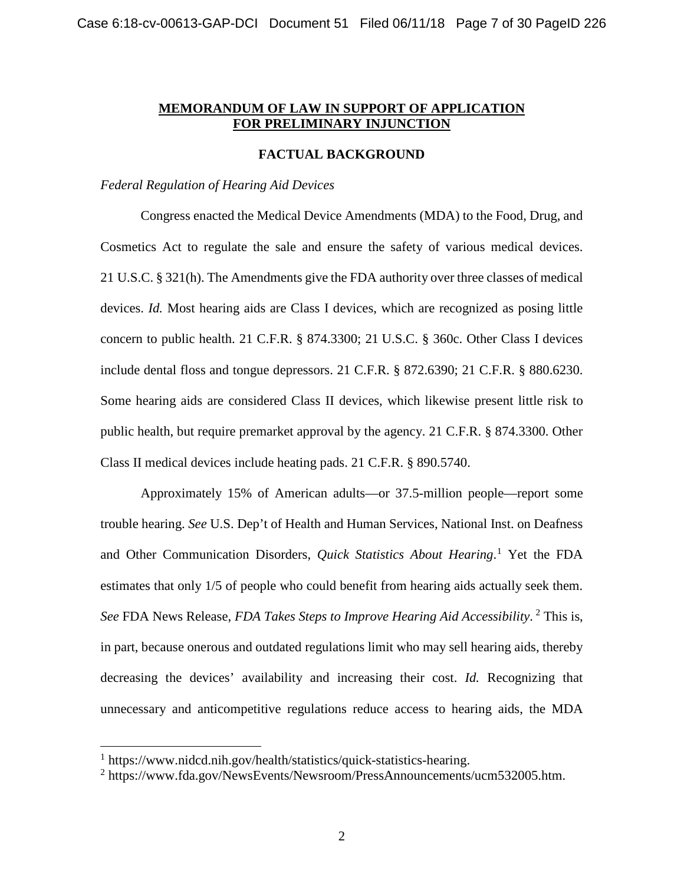## MEMORANDUM OF LAW IN SUPPORT OF APPLICATION FOR PRELIMINARY INJUNCTION

### FACTUAL BACKGROUND

*Federal Regulation of Hearing Aid Devices*

Congress enacted the Medical Device Amendments (MDA) to the Food, Drug, and Cosmetics Act to regulate the sale and ensure the safety of various medical devices. 21 U.S.C. § 321(h). The Amendments give the FDA authority over three classes of medical devices. *Id.* Most hearing aids are Class I devices, which are recognized as posing little concern to public health. 21 C.F.R. § 874.3300; 21 U.S.C. § 360c. Other Class I devices include dental floss and tongue depressors. 21 C.F.R. § 872.6390; 21 C.F.R. § 880.6230. Some hearing aids are considered Class II devices, which likewise present little risk to public health, but require premarket approval by the agency. 21 C.F.R. § 874.3300. Other Class II medical devices include heating pads. 21 C.F.R. § 890.5740.

Approximately 15% of American adults—or 37.5-million people—report some trouble hearing. *See* U.S. Dep't of Health and Human Services, National Inst. on Deafness and Other Communication Disorders, *Quick Statistics About Hearing*.[1] Yet the FDA estimates that only 1/5 of people who could benefit from hearing aids actually seek them. *See* FDA News Release, *FDA Takes Steps to Improve Hearing Aid Accessibility*.[2] This is, in part, because onerous and outdated regulations limit who may sell hearing aids, thereby decreasing the devices' availability and increasing their cost. *Id.* Recognizing that unnecessary and anticompetitive regulations reduce access to hearing aids, the MDA

---

[1] https://www.nidcd.nih.gov/health/statistics/quick-statistics-hearing.

[2] https://www.fda.gov/NewsEvents/Newsroom/PressAnnouncements/ucm532005.htm.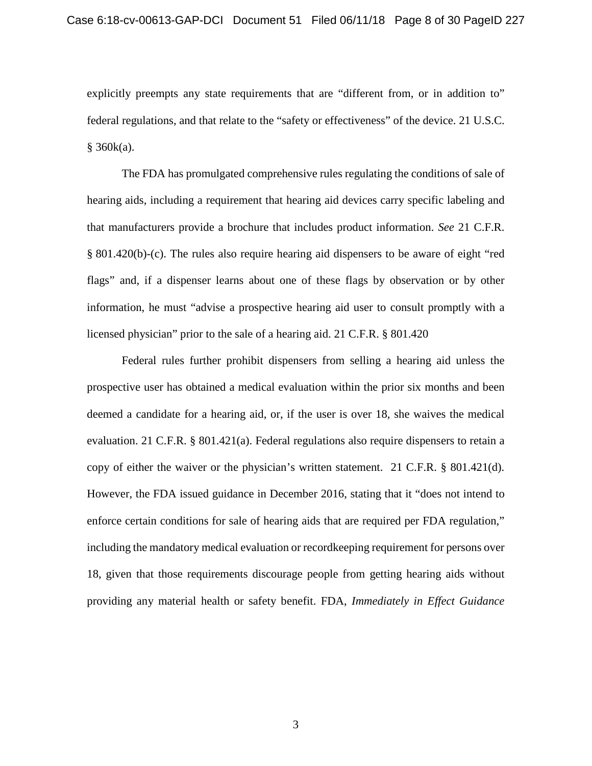explicitly preempts any state requirements that are "different from, or in addition to" federal regulations, and that relate to the "safety or effectiveness" of the device. 21 U.S.C. § 360k(a).

The FDA has promulgated comprehensive rules regulating the conditions of sale of hearing aids, including a requirement that hearing aid devices carry specific labeling and that manufacturers provide a brochure that includes product information. *See* 21 C.F.R. § 801.420(b)-(c). The rules also require hearing aid dispensers to be aware of eight "red flags" and, if a dispenser learns about one of these flags by observation or by other information, he must "advise a prospective hearing aid user to consult promptly with a licensed physician" prior to the sale of a hearing aid. 21 C.F.R. § 801.420

Federal rules further prohibit dispensers from selling a hearing aid unless the prospective user has obtained a medical evaluation within the prior six months and been deemed a candidate for a hearing aid, or, if the user is over 18, she waives the medical evaluation. 21 C.F.R. § 801.421(a). Federal regulations also require dispensers to retain a copy of either the waiver or the physician's written statement. 21 C.F.R. § 801.421(d). However, the FDA issued guidance in December 2016, stating that it "does not intend to enforce certain conditions for sale of hearing aids that are required per FDA regulation," including the mandatory medical evaluation or recordkeeping requirement for persons over 18, given that those requirements discourage people from getting hearing aids without providing any material health or safety benefit. FDA, *Immediately in Effect Guidance*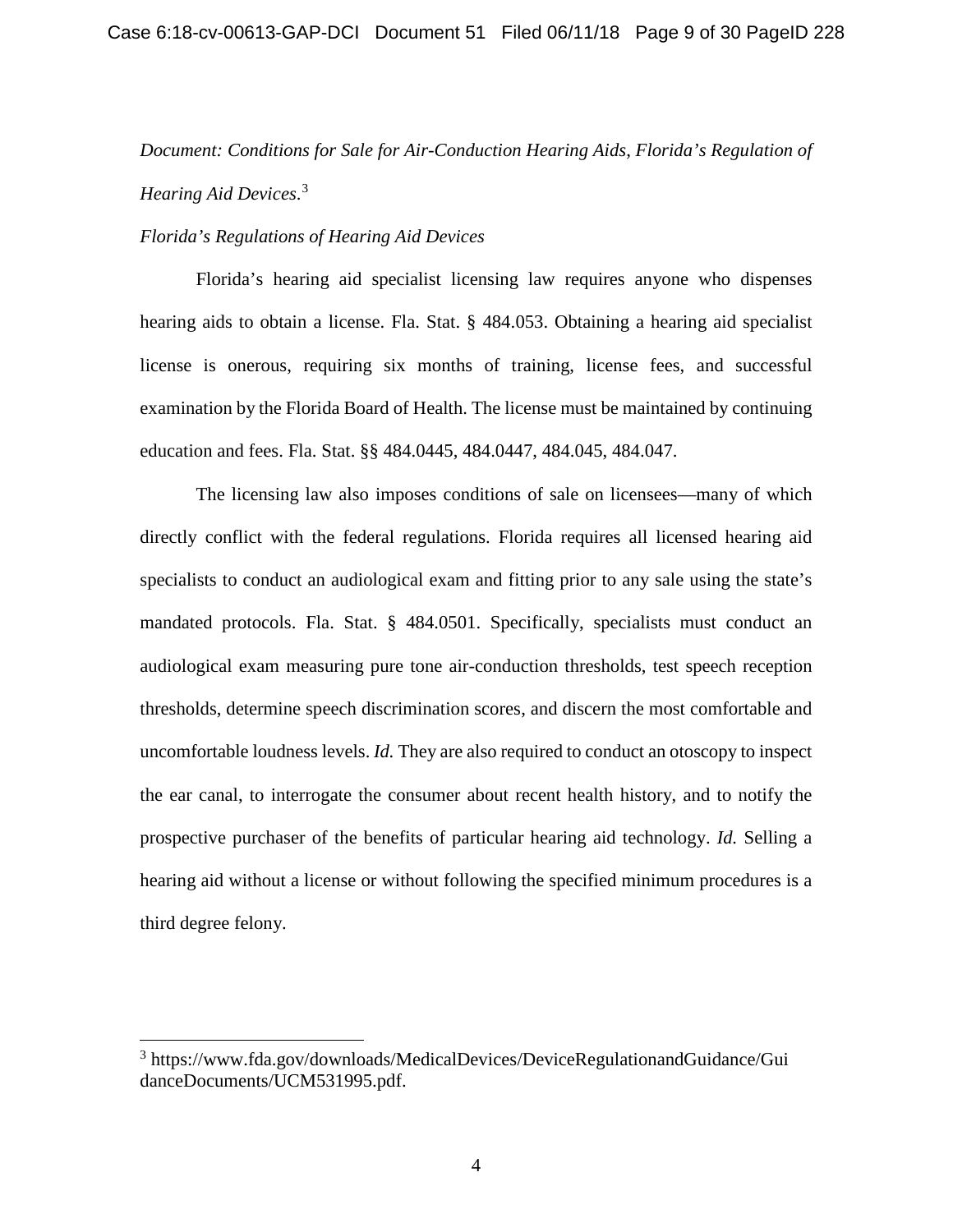*Document: Conditions for Sale for Air-Conduction Hearing Aids*, *Florida's Regulation of Hearing Aid Devices*.[3]

*Florida's Regulations of Hearing Aid Devices*

Florida's hearing aid specialist licensing law requires anyone who dispenses hearing aids to obtain a license. Fla. Stat. § 484.053. Obtaining a hearing aid specialist license is onerous, requiring six months of training, license fees, and successful examination by the Florida Board of Health. The license must be maintained by continuing education and fees. Fla. Stat. §§ 484.0445, 484.0447, 484.045, 484.047.

The licensing law also imposes conditions of sale on licensees—many of which directly conflict with the federal regulations. Florida requires all licensed hearing aid specialists to conduct an audiological exam and fitting prior to any sale using the state's mandated protocols. Fla. Stat. § 484.0501. Specifically, specialists must conduct an audiological exam measuring pure tone air-conduction thresholds, test speech reception thresholds, determine speech discrimination scores, and discern the most comfortable and uncomfortable loudness levels. *Id.* They are also required to conduct an otoscopy to inspect the ear canal, to interrogate the consumer about recent health history, and to notify the prospective purchaser of the benefits of particular hearing aid technology. *Id.* Selling a hearing aid without a license or without following the specified minimum procedures is a third degree felony.

[3] https://www.fda.gov/downloads/MedicalDevices/DeviceRegulationandGuidance/GuidanceDocuments/UCM531995.pdf.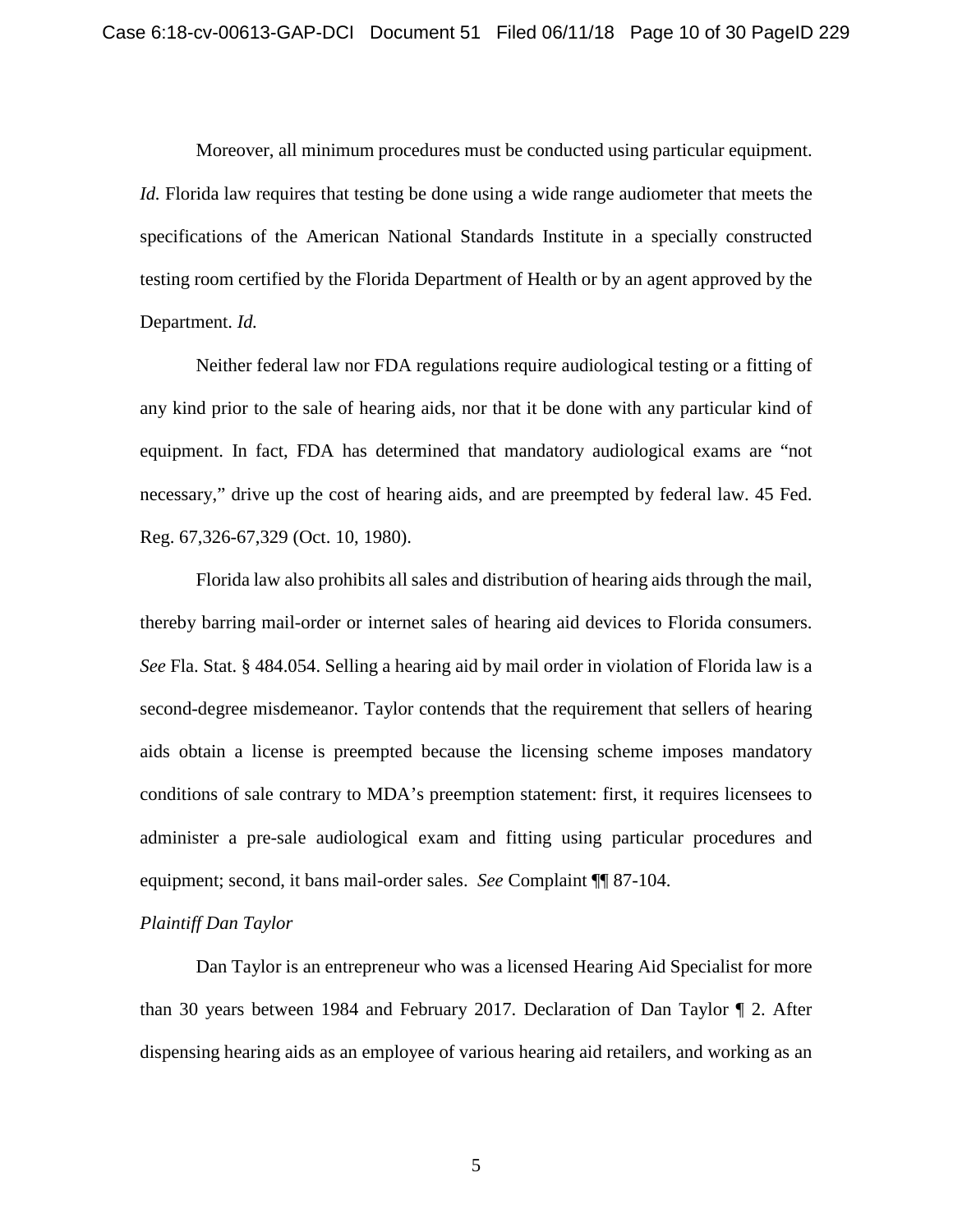Moreover, all minimum procedures must be conducted using particular equipment. *Id.* Florida law requires that testing be done using a wide range audiometer that meets the specifications of the American National Standards Institute in a specially constructed testing room certified by the Florida Department of Health or by an agent approved by the Department. *Id.*

Neither federal law nor FDA regulations require audiological testing or a fitting of any kind prior to the sale of hearing aids, nor that it be done with any particular kind of equipment. In fact, FDA has determined that mandatory audiological exams are "not necessary," drive up the cost of hearing aids, and are preempted by federal law. 45 Fed. Reg. 67,326-67,329 (Oct. 10, 1980).

Florida law also prohibits all sales and distribution of hearing aids through the mail, thereby barring mail-order or internet sales of hearing aid devices to Florida consumers. *See* Fla. Stat. § 484.054. Selling a hearing aid by mail order in violation of Florida law is a second-degree misdemeanor. Taylor contends that the requirement that sellers of hearing aids obtain a license is preempted because the licensing scheme imposes mandatory conditions of sale contrary to MDA's preemption statement: first, it requires licensees to administer a pre-sale audiological exam and fitting using particular procedures and equipment; second, it bans mail-order sales. *See* Complaint ¶¶ 87-104.

*Plaintiff Dan Taylor*

Dan Taylor is an entrepreneur who was a licensed Hearing Aid Specialist for more than 30 years between 1984 and February 2017. Declaration of Dan Taylor ¶ 2. After dispensing hearing aids as an employee of various hearing aid retailers, and working as an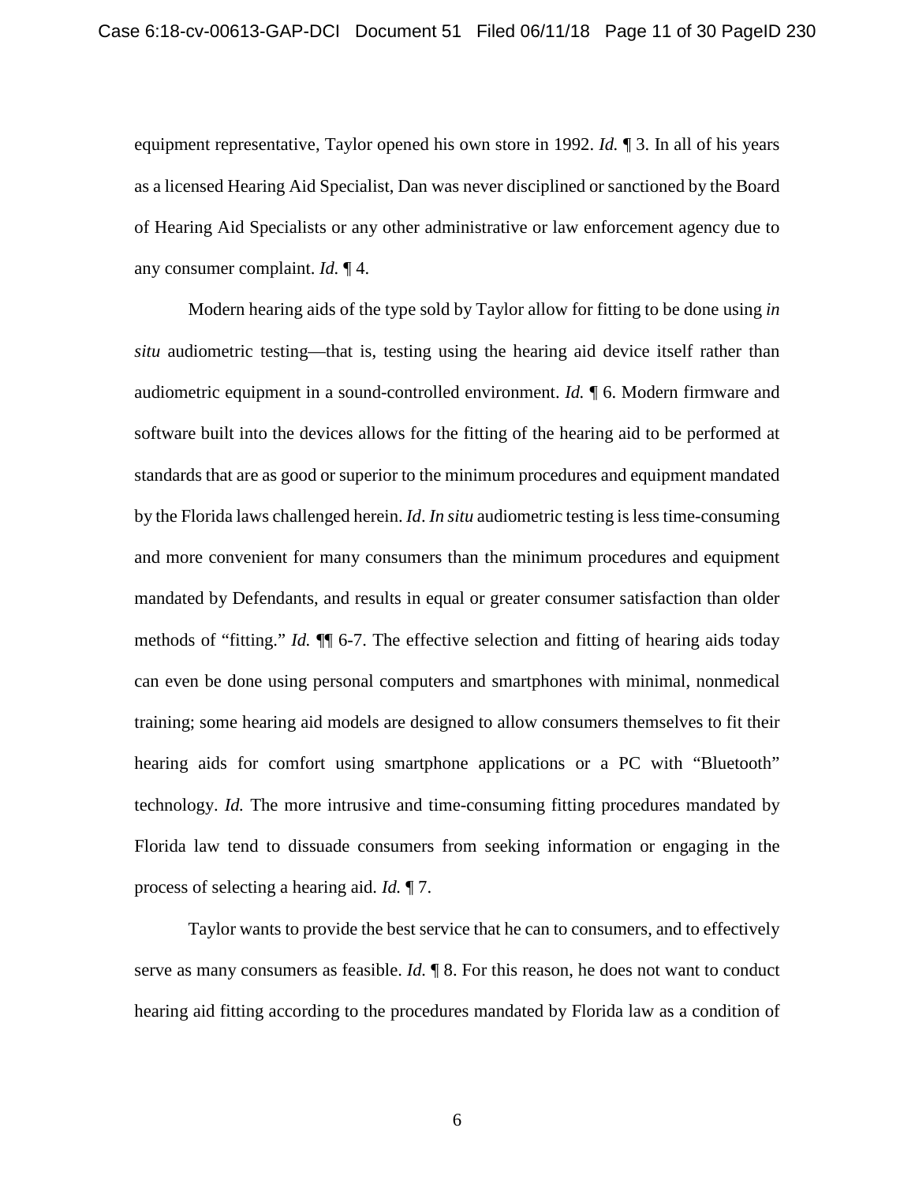equipment representative, Taylor opened his own store in 1992. *Id.* ¶ 3. In all of his years as a licensed Hearing Aid Specialist, Dan was never disciplined or sanctioned by the Board of Hearing Aid Specialists or any other administrative or law enforcement agency due to any consumer complaint. *Id.* ¶ 4.

Modern hearing aids of the type sold by Taylor allow for fitting to be done using *in situ* audiometric testing—that is, testing using the hearing aid device itself rather than audiometric equipment in a sound-controlled environment. *Id.* ¶ 6. Modern firmware and software built into the devices allows for the fitting of the hearing aid to be performed at standards that are as good or superior to the minimum procedures and equipment mandated by the Florida laws challenged herein. *Id*. *In situ* audiometric testing is less time-consuming and more convenient for many consumers than the minimum procedures and equipment mandated by Defendants, and results in equal or greater consumer satisfaction than older methods of "fitting." *Id.* ¶¶ 6-7. The effective selection and fitting of hearing aids today can even be done using personal computers and smartphones with minimal, nonmedical training; some hearing aid models are designed to allow consumers themselves to fit their hearing aids for comfort using smartphone applications or a PC with "Bluetooth" technology. *Id.* The more intrusive and time-consuming fitting procedures mandated by Florida law tend to dissuade consumers from seeking information or engaging in the process of selecting a hearing aid. *Id.* ¶ 7.

Taylor wants to provide the best service that he can to consumers, and to effectively serve as many consumers as feasible. *Id.* ¶ 8. For this reason, he does not want to conduct hearing aid fitting according to the procedures mandated by Florida law as a condition of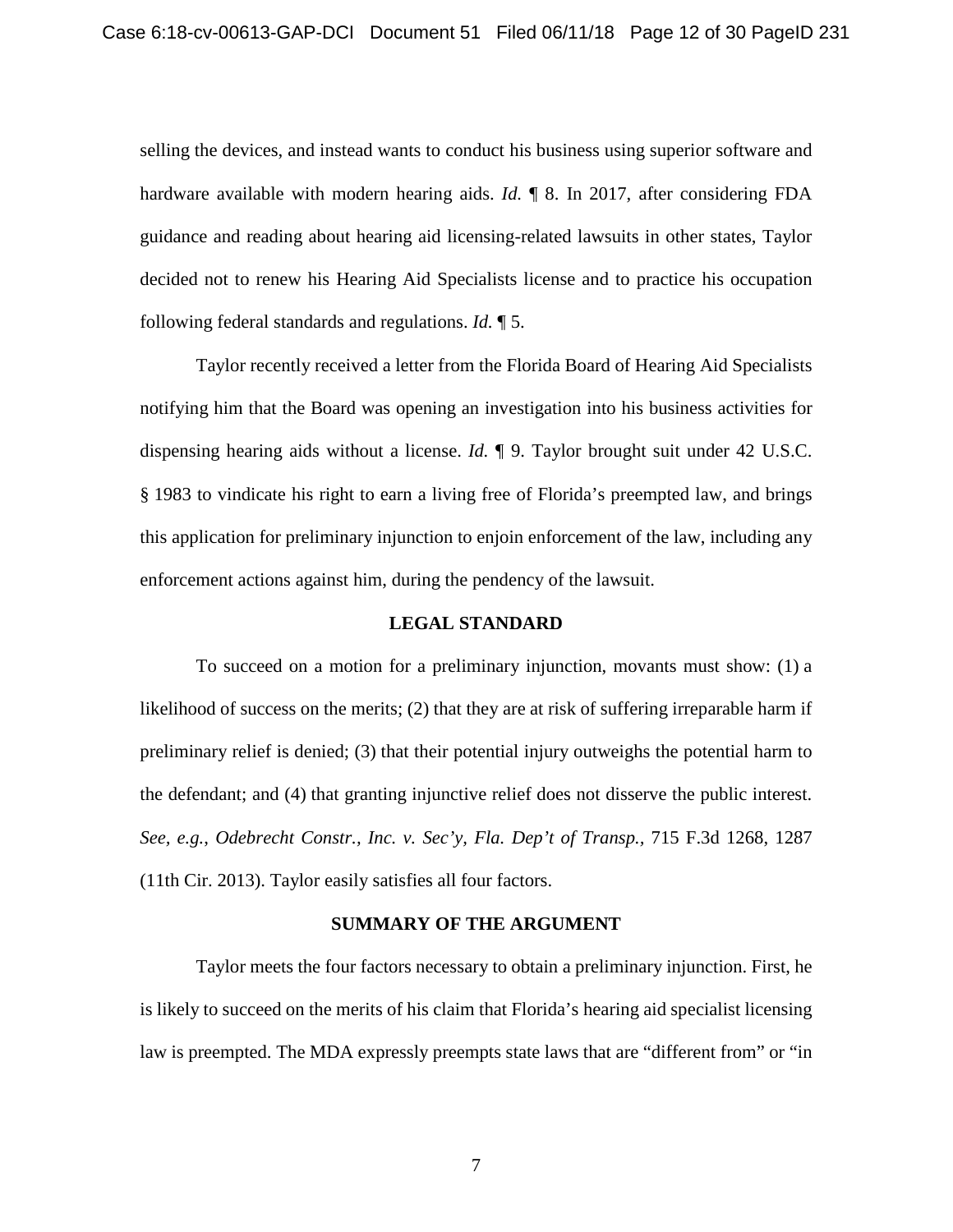selling the devices, and instead wants to conduct his business using superior software and hardware available with modern hearing aids. *Id.* ¶ 8. In 2017, after considering FDA guidance and reading about hearing aid licensing-related lawsuits in other states, Taylor decided not to renew his Hearing Aid Specialists license and to practice his occupation following federal standards and regulations. *Id.* ¶ 5.

Taylor recently received a letter from the Florida Board of Hearing Aid Specialists notifying him that the Board was opening an investigation into his business activities for dispensing hearing aids without a license. *Id.* ¶ 9. Taylor brought suit under 42 U.S.C. § 1983 to vindicate his right to earn a living free of Florida's preempted law, and brings this application for preliminary injunction to enjoin enforcement of the law, including any enforcement actions against him, during the pendency of the lawsuit.

## LEGAL STANDARD

To succeed on a motion for a preliminary injunction, movants must show: (1) a likelihood of success on the merits; (2) that they are at risk of suffering irreparable harm if preliminary relief is denied; (3) that their potential injury outweighs the potential harm to the defendant; and (4) that granting injunctive relief does not disserve the public interest. *See, e.g.*, *Odebrecht Constr., Inc. v. Sec'y, Fla. Dep't of Transp.*, 715 F.3d 1268, 1287 (11th Cir. 2013). Taylor easily satisfies all four factors.

## SUMMARY OF THE ARGUMENT

Taylor meets the four factors necessary to obtain a preliminary injunction. First, he is likely to succeed on the merits of his claim that Florida's hearing aid specialist licensing law is preempted. The MDA expressly preempts state laws that are "different from" or "in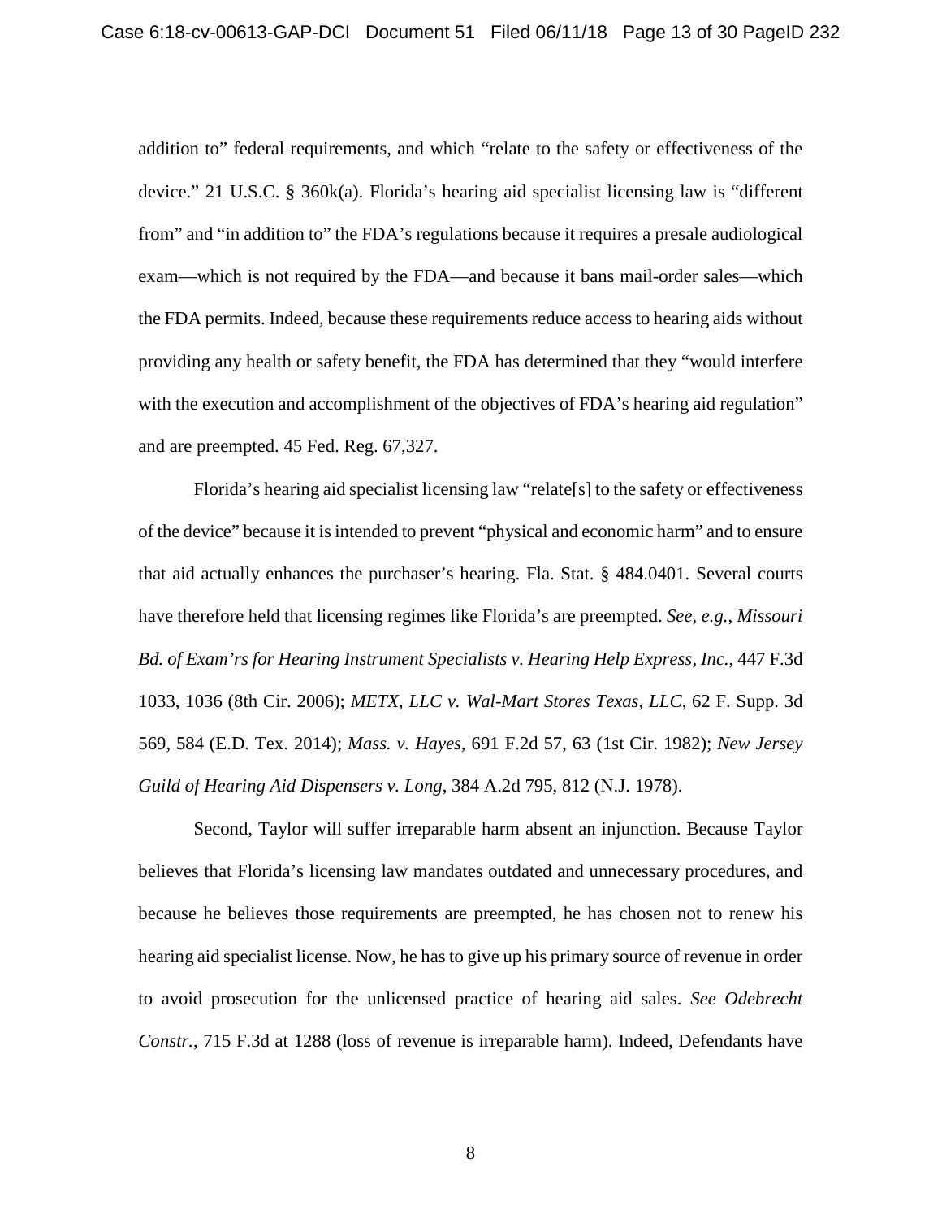addition to" federal requirements, and which "relate to the safety or effectiveness of the device." 21 U.S.C. § 360k(a). Florida's hearing aid specialist licensing law is "different from" and "in addition to" the FDA's regulations because it requires a presale audiological exam—which is not required by the FDA—and because it bans mail-order sales—which the FDA permits. Indeed, because these requirements reduce access to hearing aids without providing any health or safety benefit, the FDA has determined that they "would interfere with the execution and accomplishment of the objectives of FDA's hearing aid regulation" and are preempted. 45 Fed. Reg. 67,327.

Florida's hearing aid specialist licensing law "relate[s] to the safety or effectiveness of the device" because it is intended to prevent "physical and economic harm" and to ensure that aid actually enhances the purchaser's hearing. Fla. Stat. § 484.0401. Several courts have therefore held that licensing regimes like Florida's are preempted. *See, e.g.*, *Missouri Bd. of Exam'rs for Hearing Instrument Specialists v. Hearing Help Express, Inc.*, 447 F.3d 1033, 1036 (8th Cir. 2006); *METX, LLC v. Wal-Mart Stores Texas, LLC*, 62 F. Supp. 3d 569, 584 (E.D. Tex. 2014); *Mass. v. Hayes*, 691 F.2d 57, 63 (1st Cir. 1982); *New Jersey Guild of Hearing Aid Dispensers v. Long*, 384 A.2d 795, 812 (N.J. 1978).

Second, Taylor will suffer irreparable harm absent an injunction. Because Taylor believes that Florida's licensing law mandates outdated and unnecessary procedures, and because he believes those requirements are preempted, he has chosen not to renew his hearing aid specialist license. Now, he has to give up his primary source of revenue in order to avoid prosecution for the unlicensed practice of hearing aid sales. *See Odebrecht Constr.*, 715 F.3d at 1288 (loss of revenue is irreparable harm). Indeed, Defendants have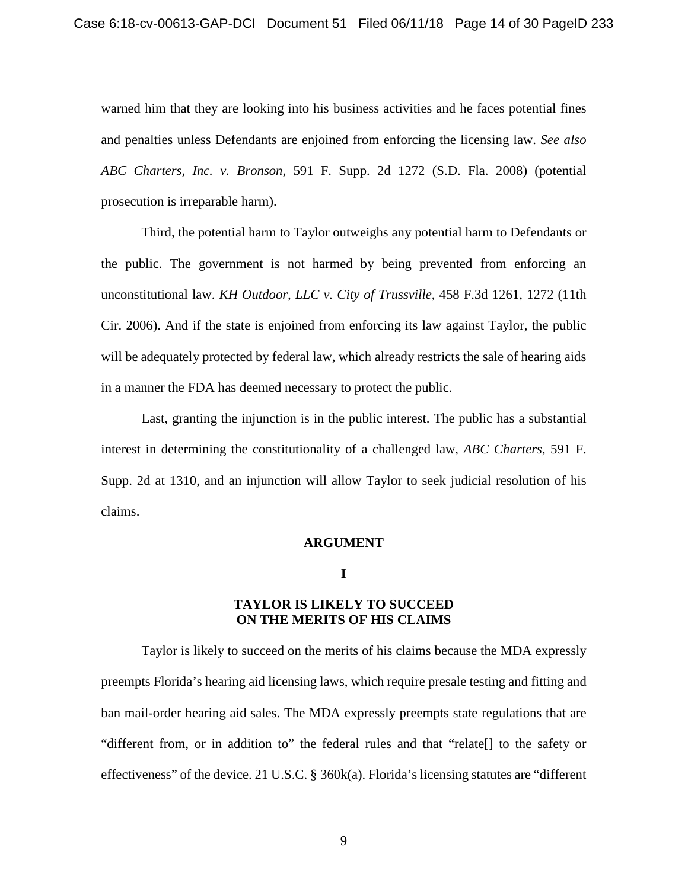warned him that they are looking into his business activities and he faces potential fines and penalties unless Defendants are enjoined from enforcing the licensing law. *See also ABC Charters, Inc. v. Bronson*, 591 F. Supp. 2d 1272 (S.D. Fla. 2008) (potential prosecution is irreparable harm).

Third, the potential harm to Taylor outweighs any potential harm to Defendants or the public. The government is not harmed by being prevented from enforcing an unconstitutional law. *KH Outdoor, LLC v. City of Trussville*, 458 F.3d 1261, 1272 (11th Cir. 2006). And if the state is enjoined from enforcing its law against Taylor, the public will be adequately protected by federal law, which already restricts the sale of hearing aids in a manner the FDA has deemed necessary to protect the public.

Last, granting the injunction is in the public interest. The public has a substantial interest in determining the constitutionality of a challenged law, *ABC Charters*, 591 F. Supp. 2d at 1310, and an injunction will allow Taylor to seek judicial resolution of his claims.

## ARGUMENT

### I

### TAYLOR IS LIKELY TO SUCCEED ON THE MERITS OF HIS CLAIMS

Taylor is likely to succeed on the merits of his claims because the MDA expressly preempts Florida's hearing aid licensing laws, which require presale testing and fitting and ban mail-order hearing aid sales. The MDA expressly preempts state regulations that are "different from, or in addition to" the federal rules and that "relate[] to the safety or effectiveness" of the device. 21 U.S.C. § 360k(a). Florida's licensing statutes are "different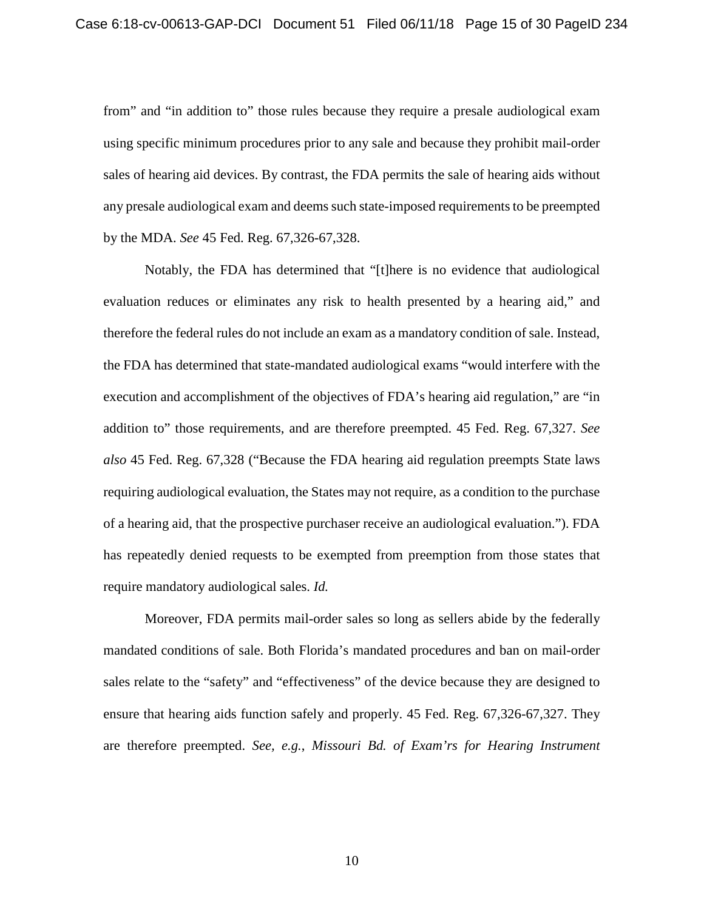from" and "in addition to" those rules because they require a presale audiological exam using specific minimum procedures prior to any sale and because they prohibit mail-order sales of hearing aid devices. By contrast, the FDA permits the sale of hearing aids without any presale audiological exam and deems such state-imposed requirements to be preempted by the MDA. *See* 45 Fed. Reg. 67,326-67,328.

Notably, the FDA has determined that "[t]here is no evidence that audiological evaluation reduces or eliminates any risk to health presented by a hearing aid," and therefore the federal rules do not include an exam as a mandatory condition of sale. Instead, the FDA has determined that state-mandated audiological exams "would interfere with the execution and accomplishment of the objectives of FDA's hearing aid regulation," are "in addition to" those requirements, and are therefore preempted. 45 Fed. Reg. 67,327. *See also* 45 Fed. Reg. 67,328 ("Because the FDA hearing aid regulation preempts State laws requiring audiological evaluation, the States may not require, as a condition to the purchase of a hearing aid, that the prospective purchaser receive an audiological evaluation."). FDA has repeatedly denied requests to be exempted from preemption from those states that require mandatory audiological sales. *Id.*

Moreover, FDA permits mail-order sales so long as sellers abide by the federally mandated conditions of sale. Both Florida's mandated procedures and ban on mail-order sales relate to the "safety" and "effectiveness" of the device because they are designed to ensure that hearing aids function safely and properly. 45 Fed. Reg. 67,326-67,327. They are therefore preempted. *See, e.g.*, *Missouri Bd. of Exam'rs for Hearing Instrument*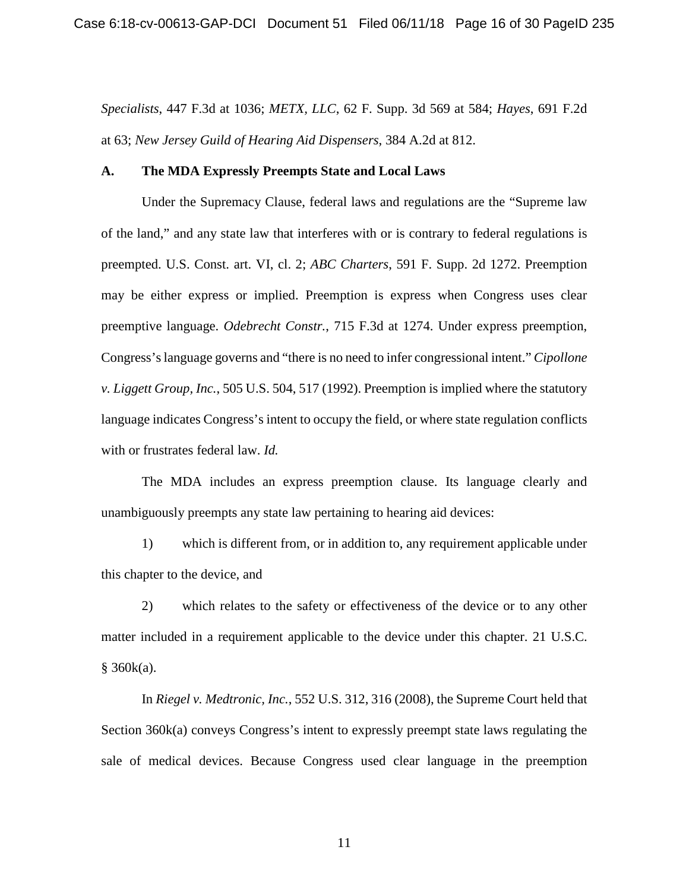*Specialists*, 447 F.3d at 1036; *METX, LLC*, 62 F. Supp. 3d 569 at 584; *Hayes*, 691 F.2d at 63; *New Jersey Guild of Hearing Aid Dispensers*, 384 A.2d at 812.

### A. The MDA Expressly Preempts State and Local Laws

Under the Supremacy Clause, federal laws and regulations are the "Supreme law of the land," and any state law that interferes with or is contrary to federal regulations is preempted. U.S. Const. art. VI, cl. 2; *ABC Charters*, 591 F. Supp. 2d 1272. Preemption may be either express or implied. Preemption is express when Congress uses clear preemptive language. *Odebrecht Constr.*, 715 F.3d at 1274. Under express preemption, Congress's language governs and "there is no need to infer congressional intent." *Cipollone v. Liggett Group, Inc.*, 505 U.S. 504, 517 (1992). Preemption is implied where the statutory language indicates Congress's intent to occupy the field, or where state regulation conflicts with or frustrates federal law. *Id.*

The MDA includes an express preemption clause. Its language clearly and unambiguously preempts any state law pertaining to hearing aid devices:

1) which is different from, or in addition to, any requirement applicable under this chapter to the device, and

2) which relates to the safety or effectiveness of the device or to any other matter included in a requirement applicable to the device under this chapter. 21 U.S.C. § 360k(a).

In *Riegel v. Medtronic, Inc.*, 552 U.S. 312, 316 (2008), the Supreme Court held that Section 360k(a) conveys Congress's intent to expressly preempt state laws regulating the sale of medical devices. Because Congress used clear language in the preemption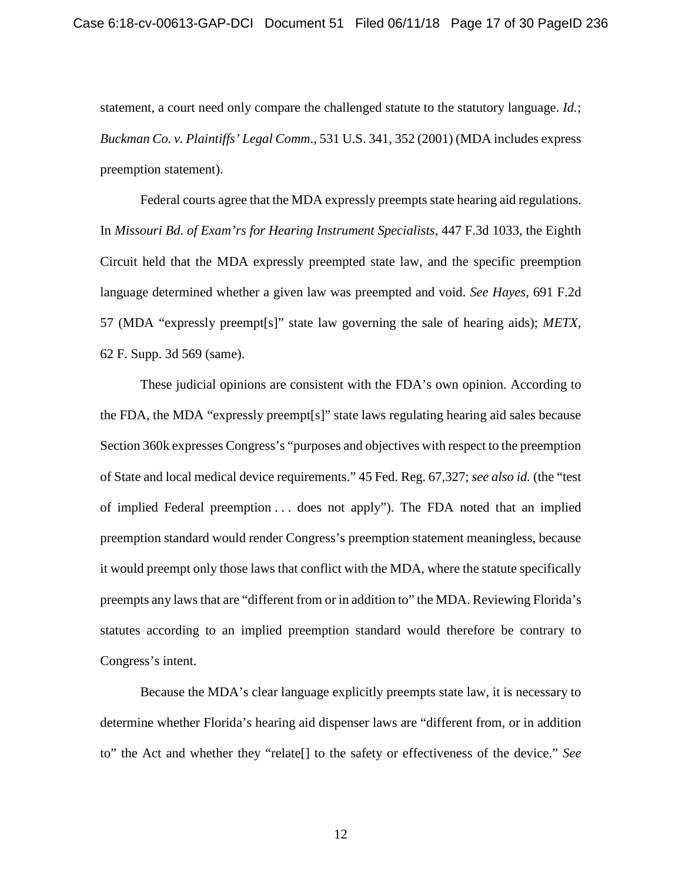statement, a court need only compare the challenged statute to the statutory language. *Id.*; *Buckman Co. v. Plaintiffs' Legal Comm*., 531 U.S. 341, 352 (2001) (MDA includes express preemption statement).

Federal courts agree that the MDA expressly preempts state hearing aid regulations. In *Missouri Bd. of Exam'rs for Hearing Instrument Specialists*, 447 F.3d 1033, the Eighth Circuit held that the MDA expressly preempted state law, and the specific preemption language determined whether a given law was preempted and void. *See Hayes*, 691 F.2d 57 (MDA "expressly preempt[s]" state law governing the sale of hearing aids); *METX*, 62 F. Supp. 3d 569 (same).

These judicial opinions are consistent with the FDA's own opinion. According to the FDA, the MDA "expressly preempt[s]" state laws regulating hearing aid sales because Section 360k expresses Congress's "purposes and objectives with respect to the preemption of State and local medical device requirements." 45 Fed. Reg. 67,327; *see also id.* (the "test of implied Federal preemption . . . does not apply"). The FDA noted that an implied preemption standard would render Congress's preemption statement meaningless, because it would preempt only those laws that conflict with the MDA, where the statute specifically preempts any laws that are "different from or in addition to" the MDA. Reviewing Florida's statutes according to an implied preemption standard would therefore be contrary to Congress's intent.

Because the MDA's clear language explicitly preempts state law, it is necessary to determine whether Florida's hearing aid dispenser laws are "different from, or in addition to" the Act and whether they "relate[] to the safety or effectiveness of the device." *See*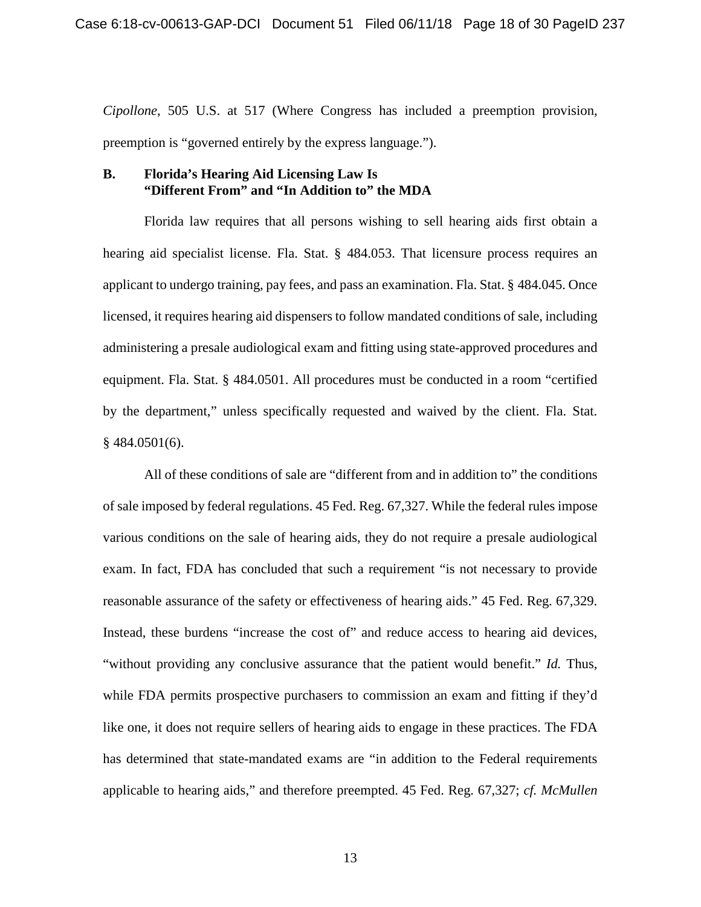*Cipollone*, 505 U.S. at 517 (Where Congress has included a preemption provision, preemption is "governed entirely by the express language.").

### B. Florida's Hearing Aid Licensing Law Is "Different From" and "In Addition to" the MDA

Florida law requires that all persons wishing to sell hearing aids first obtain a hearing aid specialist license. Fla. Stat. § 484.053. That licensure process requires an applicant to undergo training, pay fees, and pass an examination. Fla. Stat. § 484.045. Once licensed, it requires hearing aid dispensers to follow mandated conditions of sale, including administering a presale audiological exam and fitting using state-approved procedures and equipment. Fla. Stat. § 484.0501. All procedures must be conducted in a room "certified by the department," unless specifically requested and waived by the client. Fla. Stat. § 484.0501(6).

All of these conditions of sale are "different from and in addition to" the conditions of sale imposed by federal regulations. 45 Fed. Reg. 67,327. While the federal rules impose various conditions on the sale of hearing aids, they do not require a presale audiological exam. In fact, FDA has concluded that such a requirement "is not necessary to provide reasonable assurance of the safety or effectiveness of hearing aids." 45 Fed. Reg. 67,329. Instead, these burdens "increase the cost of" and reduce access to hearing aid devices, "without providing any conclusive assurance that the patient would benefit." *Id.* Thus, while FDA permits prospective purchasers to commission an exam and fitting if they'd like one, it does not require sellers of hearing aids to engage in these practices. The FDA has determined that state-mandated exams are "in addition to the Federal requirements applicable to hearing aids," and therefore preempted. 45 Fed. Reg. 67,327; *cf. McMullen*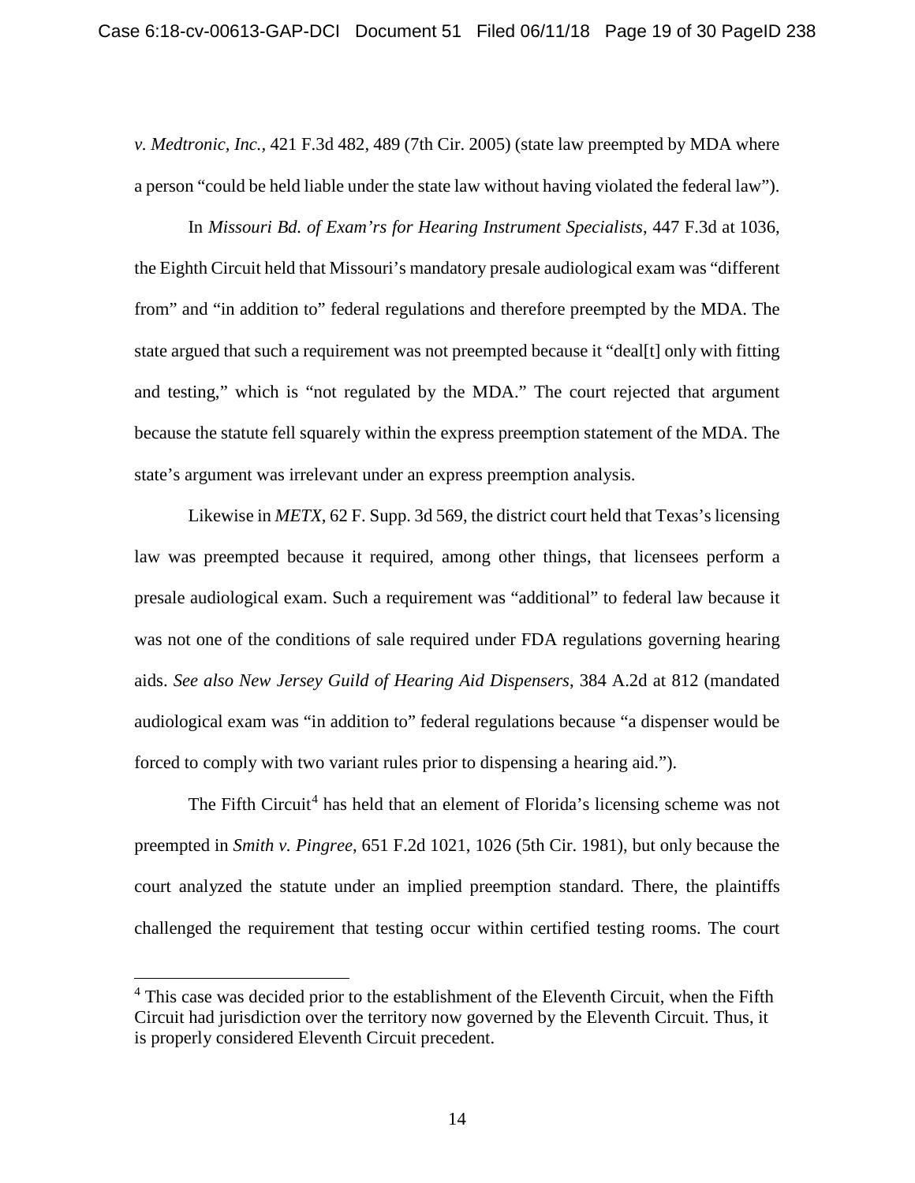*v. Medtronic, Inc.*, 421 F.3d 482, 489 (7th Cir. 2005) (state law preempted by MDA where a person "could be held liable under the state law without having violated the federal law").

In *Missouri Bd. of Exam'rs for Hearing Instrument Specialists*, 447 F.3d at 1036, the Eighth Circuit held that Missouri's mandatory presale audiological exam was "different from" and "in addition to" federal regulations and therefore preempted by the MDA. The state argued that such a requirement was not preempted because it "deal[t] only with fitting and testing," which is "not regulated by the MDA." The court rejected that argument because the statute fell squarely within the express preemption statement of the MDA. The state's argument was irrelevant under an express preemption analysis.

Likewise in *METX*, 62 F. Supp. 3d 569, the district court held that Texas's licensing law was preempted because it required, among other things, that licensees perform a presale audiological exam. Such a requirement was "additional" to federal law because it was not one of the conditions of sale required under FDA regulations governing hearing aids. *See also New Jersey Guild of Hearing Aid Dispensers*, 384 A.2d at 812 (mandated audiological exam was "in addition to" federal regulations because "a dispenser would be forced to comply with two variant rules prior to dispensing a hearing aid.").

The Fifth Circuit[4] has held that an element of Florida's licensing scheme was not preempted in *Smith v. Pingree*, 651 F.2d 1021, 1026 (5th Cir. 1981), but only because the court analyzed the statute under an implied preemption standard. There, the plaintiffs challenged the requirement that testing occur within certified testing rooms. The court

[4] This case was decided prior to the establishment of the Eleventh Circuit, when the Fifth Circuit had jurisdiction over the territory now governed by the Eleventh Circuit. Thus, it is properly considered Eleventh Circuit precedent.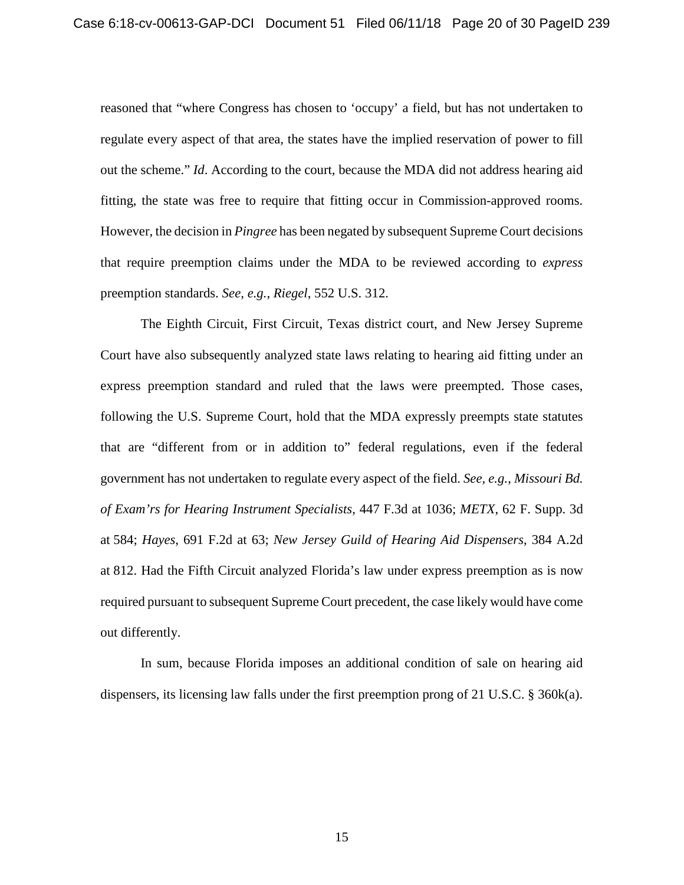reasoned that "where Congress has chosen to 'occupy' a field, but has not undertaken to regulate every aspect of that area, the states have the implied reservation of power to fill out the scheme." *Id*. According to the court, because the MDA did not address hearing aid fitting, the state was free to require that fitting occur in Commission-approved rooms. However, the decision in *Pingree* has been negated by subsequent Supreme Court decisions that require preemption claims under the MDA to be reviewed according to *express* preemption standards. *See, e.g.*, *Riegel*, 552 U.S. 312.

The Eighth Circuit, First Circuit, Texas district court, and New Jersey Supreme Court have also subsequently analyzed state laws relating to hearing aid fitting under an express preemption standard and ruled that the laws were preempted. Those cases, following the U.S. Supreme Court, hold that the MDA expressly preempts state statutes that are "different from or in addition to" federal regulations, even if the federal government has not undertaken to regulate every aspect of the field. *See, e.g.*, *Missouri Bd. of Exam'rs for Hearing Instrument Specialists*, 447 F.3d at 1036; *METX*, 62 F. Supp. 3d at 584; *Hayes*, 691 F.2d at 63; *New Jersey Guild of Hearing Aid Dispensers*, 384 A.2d at 812. Had the Fifth Circuit analyzed Florida's law under express preemption as is now required pursuant to subsequent Supreme Court precedent, the case likely would have come out differently.

In sum, because Florida imposes an additional condition of sale on hearing aid dispensers, its licensing law falls under the first preemption prong of 21 U.S.C. § 360k(a).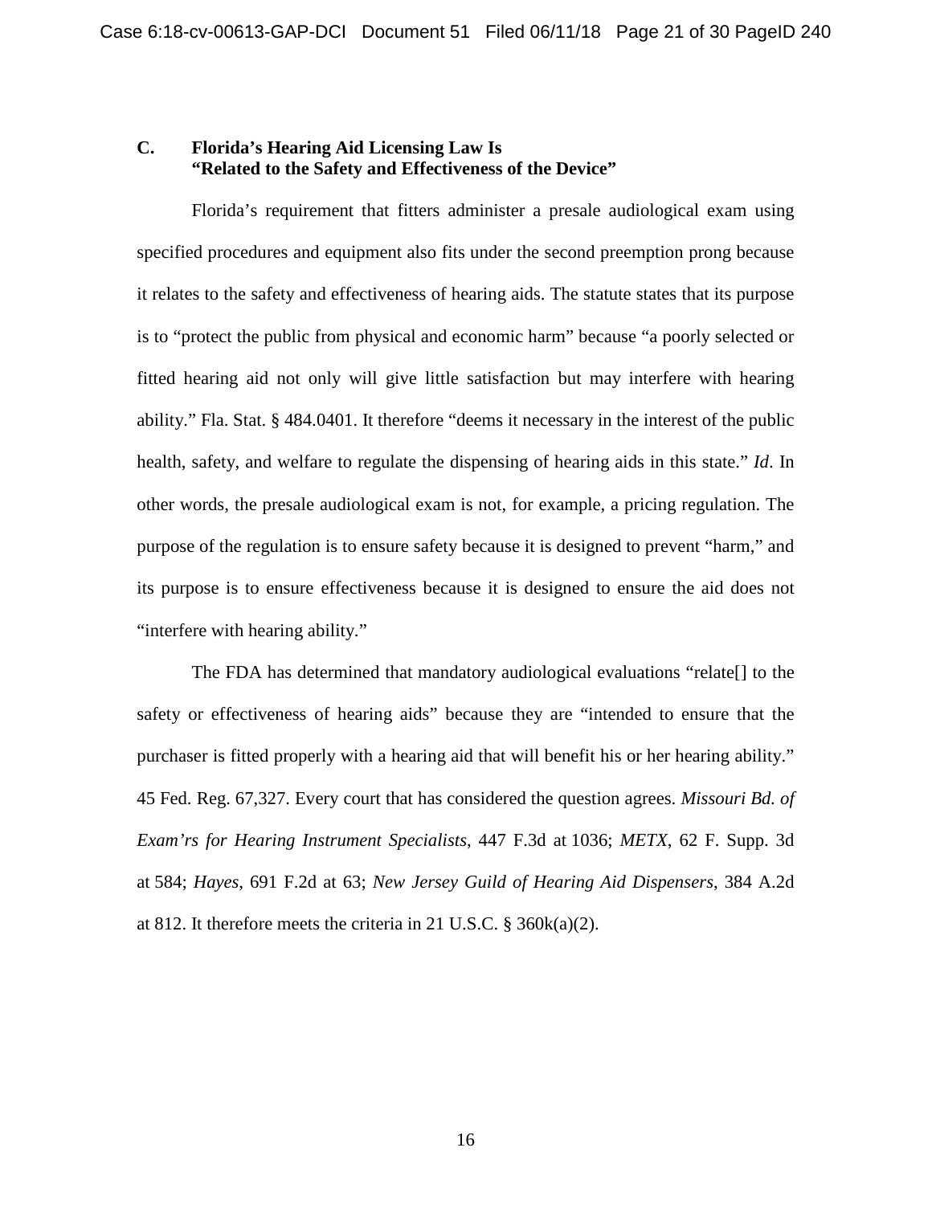### C. Florida's Hearing Aid Licensing Law Is "Related to the Safety and Effectiveness of the Device"

Florida's requirement that fitters administer a presale audiological exam using specified procedures and equipment also fits under the second preemption prong because it relates to the safety and effectiveness of hearing aids. The statute states that its purpose is to "protect the public from physical and economic harm" because "a poorly selected or fitted hearing aid not only will give little satisfaction but may interfere with hearing ability." Fla. Stat. § 484.0401. It therefore "deems it necessary in the interest of the public health, safety, and welfare to regulate the dispensing of hearing aids in this state." *Id*. In other words, the presale audiological exam is not, for example, a pricing regulation. The purpose of the regulation is to ensure safety because it is designed to prevent "harm," and its purpose is to ensure effectiveness because it is designed to ensure the aid does not "interfere with hearing ability."

The FDA has determined that mandatory audiological evaluations "relate[] to the safety or effectiveness of hearing aids" because they are "intended to ensure that the purchaser is fitted properly with a hearing aid that will benefit his or her hearing ability." 45 Fed. Reg. 67,327. Every court that has considered the question agrees. *Missouri Bd. of Exam'rs for Hearing Instrument Specialists*, 447 F.3d at 1036; *METX*, 62 F. Supp. 3d at 584; *Hayes*, 691 F.2d at 63; *New Jersey Guild of Hearing Aid Dispensers*, 384 A.2d at 812. It therefore meets the criteria in 21 U.S.C. § 360k(a)(2).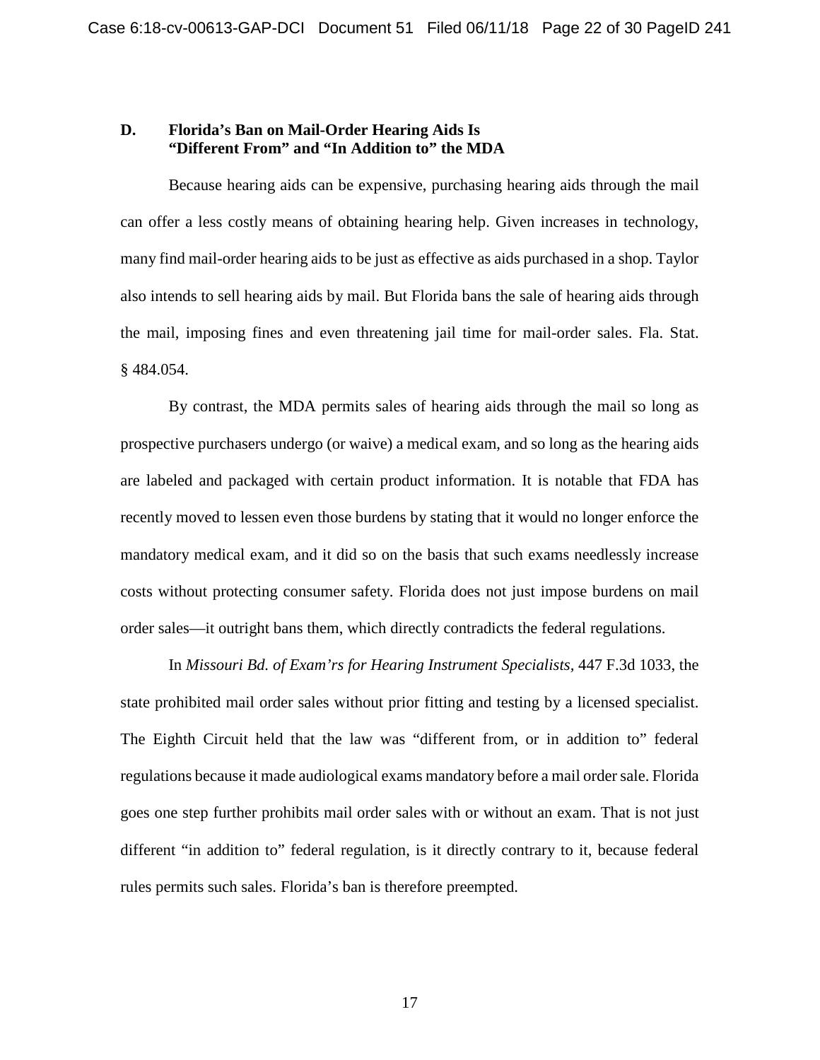### D. Florida's Ban on Mail-Order Hearing Aids Is "Different From" and "In Addition to" the MDA

Because hearing aids can be expensive, purchasing hearing aids through the mail can offer a less costly means of obtaining hearing help. Given increases in technology, many find mail-order hearing aids to be just as effective as aids purchased in a shop. Taylor also intends to sell hearing aids by mail. But Florida bans the sale of hearing aids through the mail, imposing fines and even threatening jail time for mail-order sales. Fla. Stat. § 484.054.

By contrast, the MDA permits sales of hearing aids through the mail so long as prospective purchasers undergo (or waive) a medical exam, and so long as the hearing aids are labeled and packaged with certain product information. It is notable that FDA has recently moved to lessen even those burdens by stating that it would no longer enforce the mandatory medical exam, and it did so on the basis that such exams needlessly increase costs without protecting consumer safety. Florida does not just impose burdens on mail order sales—it outright bans them, which directly contradicts the federal regulations.

In *Missouri Bd. of Exam'rs for Hearing Instrument Specialists*, 447 F.3d 1033, the state prohibited mail order sales without prior fitting and testing by a licensed specialist. The Eighth Circuit held that the law was "different from, or in addition to" federal regulations because it made audiological exams mandatory before a mail order sale. Florida goes one step further prohibits mail order sales with or without an exam. That is not just different "in addition to" federal regulation, is it directly contrary to it, because federal rules permits such sales. Florida's ban is therefore preempted.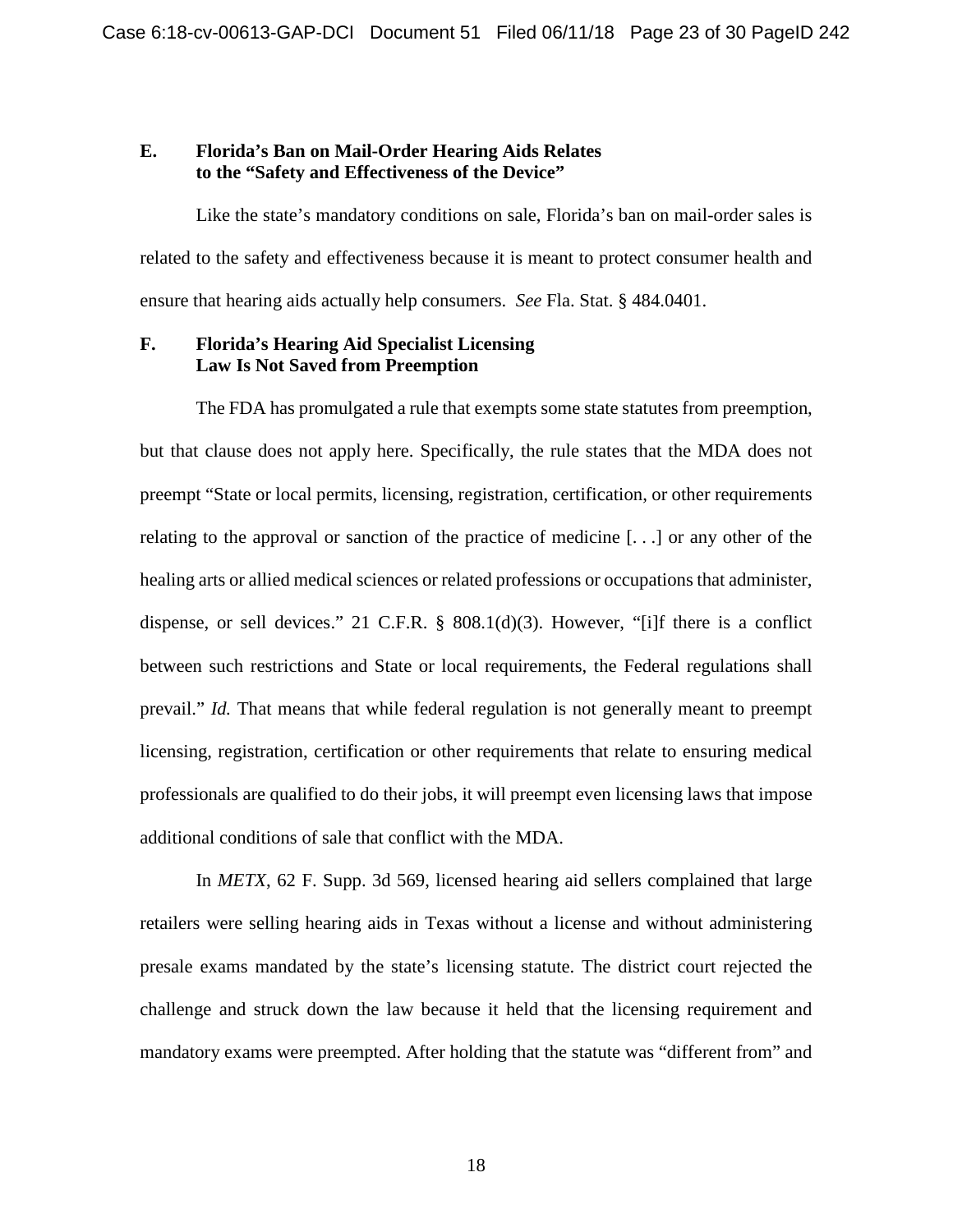### E. Florida's Ban on Mail-Order Hearing Aids Relates to the "Safety and Effectiveness of the Device"

Like the state's mandatory conditions on sale, Florida's ban on mail-order sales is related to the safety and effectiveness because it is meant to protect consumer health and ensure that hearing aids actually help consumers. *See* Fla. Stat. § 484.0401.

### F. Florida's Hearing Aid Specialist Licensing Law Is Not Saved from Preemption

The FDA has promulgated a rule that exempts some state statutes from preemption, but that clause does not apply here. Specifically, the rule states that the MDA does not preempt "State or local permits, licensing, registration, certification, or other requirements relating to the approval or sanction of the practice of medicine [. . .] or any other of the healing arts or allied medical sciences or related professions or occupations that administer, dispense, or sell devices." 21 C.F.R. § 808.1(d)(3). However, "[i]f there is a conflict between such restrictions and State or local requirements, the Federal regulations shall prevail." *Id.* That means that while federal regulation is not generally meant to preempt licensing, registration, certification or other requirements that relate to ensuring medical professionals are qualified to do their jobs, it will preempt even licensing laws that impose additional conditions of sale that conflict with the MDA.

In *METX*, 62 F. Supp. 3d 569, licensed hearing aid sellers complained that large retailers were selling hearing aids in Texas without a license and without administering presale exams mandated by the state's licensing statute. The district court rejected the challenge and struck down the law because it held that the licensing requirement and mandatory exams were preempted. After holding that the statute was "different from" and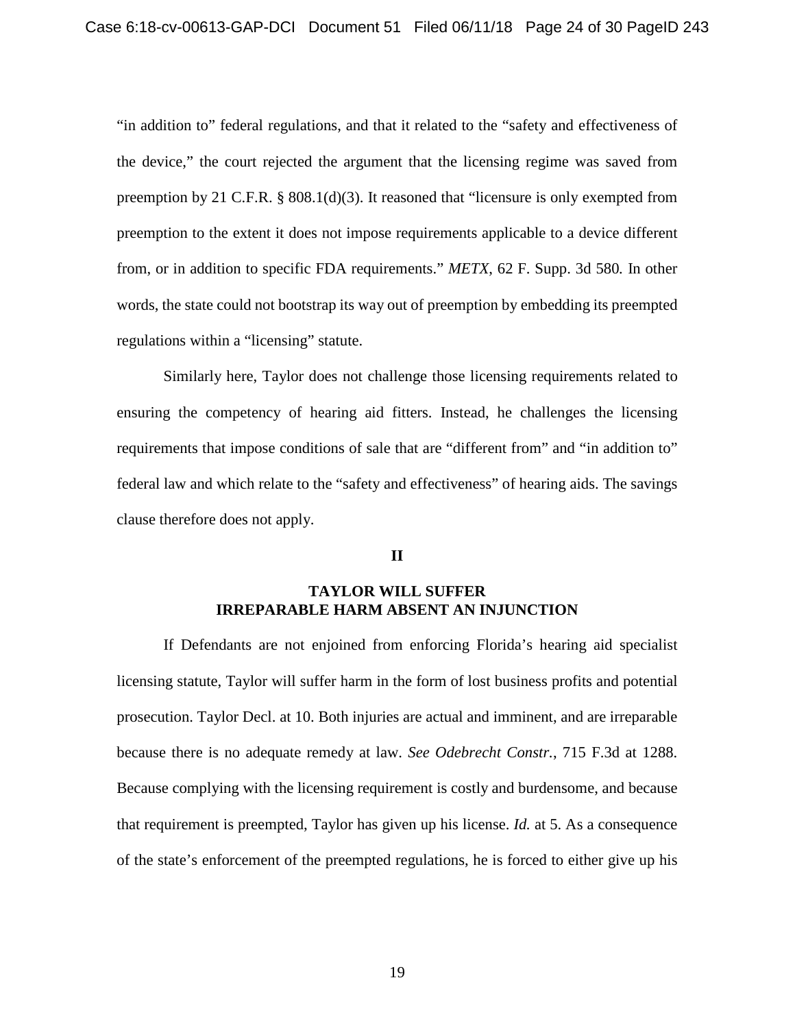"in addition to" federal regulations, and that it related to the "safety and effectiveness of the device," the court rejected the argument that the licensing regime was saved from preemption by 21 C.F.R. § 808.1(d)(3). It reasoned that "licensure is only exempted from preemption to the extent it does not impose requirements applicable to a device different from, or in addition to specific FDA requirements." *METX*, 62 F. Supp. 3d 580*.* In other words, the state could not bootstrap its way out of preemption by embedding its preempted regulations within a "licensing" statute.

Similarly here, Taylor does not challenge those licensing requirements related to ensuring the competency of hearing aid fitters. Instead, he challenges the licensing requirements that impose conditions of sale that are "different from" and "in addition to" federal law and which relate to the "safety and effectiveness" of hearing aids. The savings clause therefore does not apply.

## II

## TAYLOR WILL SUFFER IRREPARABLE HARM ABSENT AN INJUNCTION

If Defendants are not enjoined from enforcing Florida's hearing aid specialist licensing statute, Taylor will suffer harm in the form of lost business profits and potential prosecution. Taylor Decl. at 10. Both injuries are actual and imminent, and are irreparable because there is no adequate remedy at law. *See Odebrecht Constr.*, 715 F.3d at 1288. Because complying with the licensing requirement is costly and burdensome, and because that requirement is preempted, Taylor has given up his license. *Id.* at 5. As a consequence of the state's enforcement of the preempted regulations, he is forced to either give up his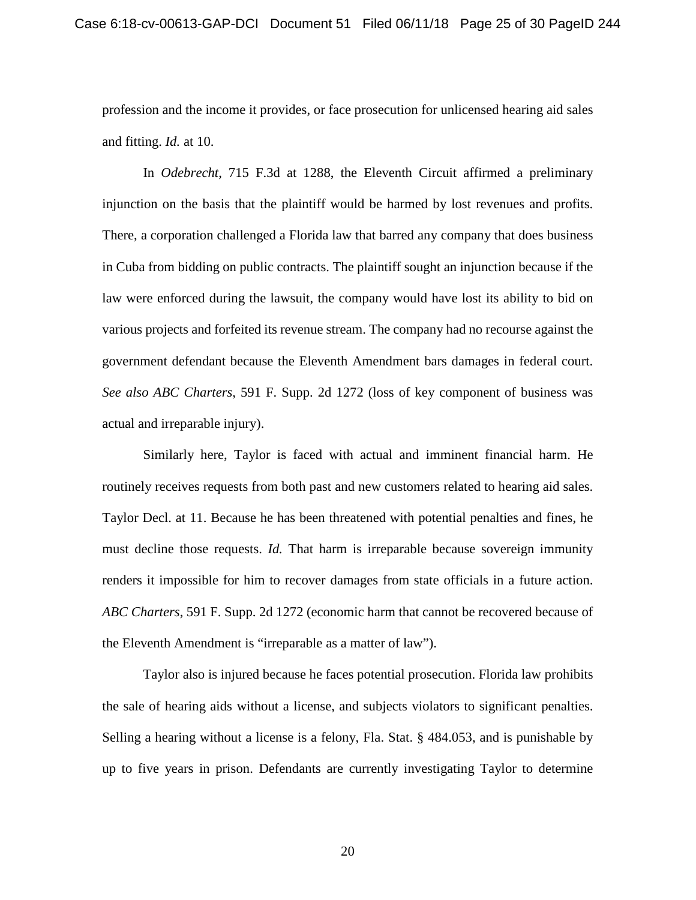profession and the income it provides, or face prosecution for unlicensed hearing aid sales and fitting. *Id.* at 10.

In *Odebrecht*, 715 F.3d at 1288, the Eleventh Circuit affirmed a preliminary injunction on the basis that the plaintiff would be harmed by lost revenues and profits. There, a corporation challenged a Florida law that barred any company that does business in Cuba from bidding on public contracts. The plaintiff sought an injunction because if the law were enforced during the lawsuit, the company would have lost its ability to bid on various projects and forfeited its revenue stream. The company had no recourse against the government defendant because the Eleventh Amendment bars damages in federal court. *See also ABC Charters*, 591 F. Supp. 2d 1272 (loss of key component of business was actual and irreparable injury).

Similarly here, Taylor is faced with actual and imminent financial harm. He routinely receives requests from both past and new customers related to hearing aid sales. Taylor Decl. at 11. Because he has been threatened with potential penalties and fines, he must decline those requests. *Id.* That harm is irreparable because sovereign immunity renders it impossible for him to recover damages from state officials in a future action. *ABC Charters*, 591 F. Supp. 2d 1272 (economic harm that cannot be recovered because of the Eleventh Amendment is "irreparable as a matter of law").

Taylor also is injured because he faces potential prosecution. Florida law prohibits the sale of hearing aids without a license, and subjects violators to significant penalties. Selling a hearing without a license is a felony, Fla. Stat. § 484.053, and is punishable by up to five years in prison. Defendants are currently investigating Taylor to determine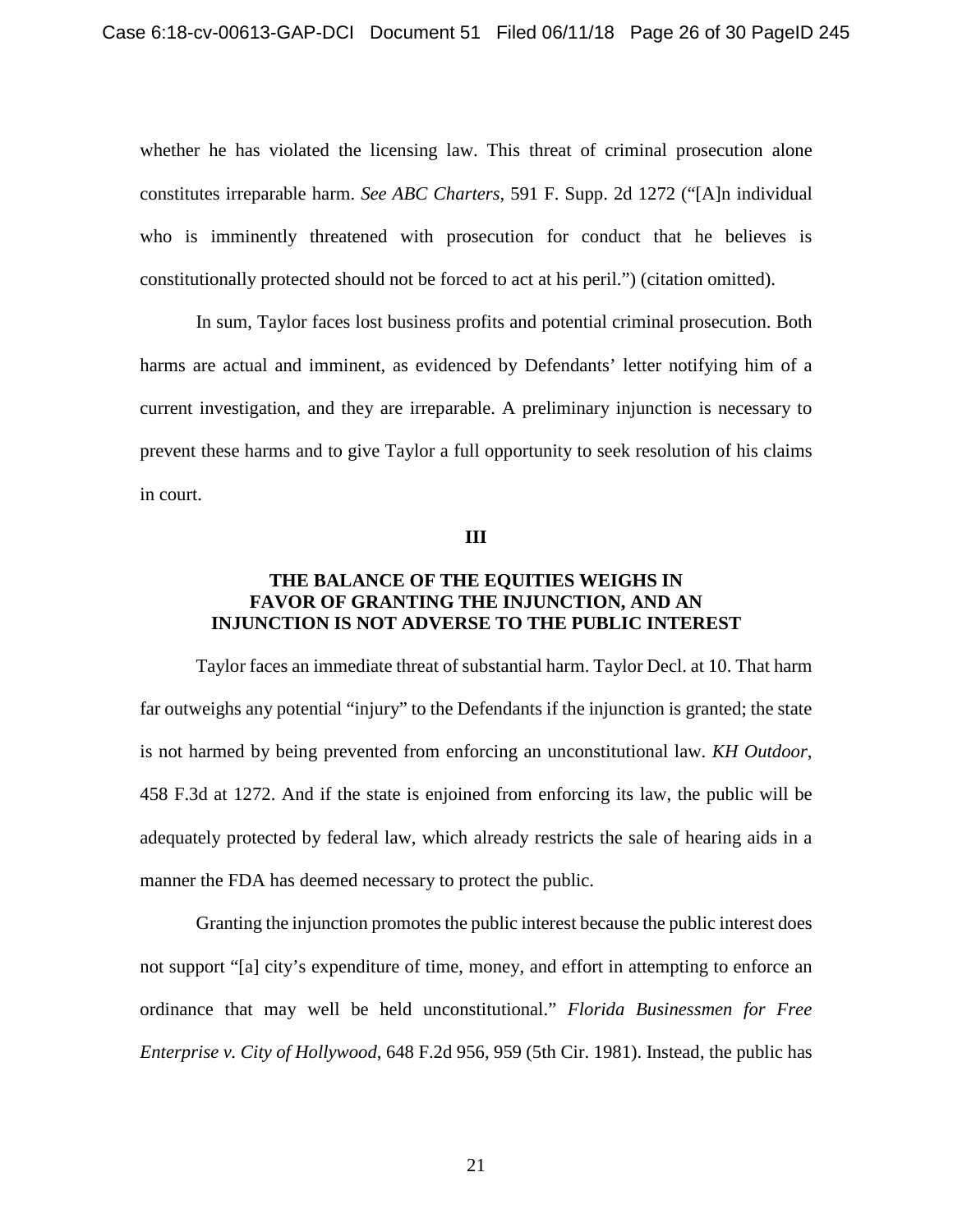whether he has violated the licensing law. This threat of criminal prosecution alone constitutes irreparable harm. *See ABC Charters*, 591 F. Supp. 2d 1272 ("[A]n individual who is imminently threatened with prosecution for conduct that he believes is constitutionally protected should not be forced to act at his peril.") (citation omitted).

In sum, Taylor faces lost business profits and potential criminal prosecution. Both harms are actual and imminent, as evidenced by Defendants' letter notifying him of a current investigation, and they are irreparable. A preliminary injunction is necessary to prevent these harms and to give Taylor a full opportunity to seek resolution of his claims in court.

## III

## THE BALANCE OF THE EQUITIES WEIGHS IN FAVOR OF GRANTING THE INJUNCTION, AND AN INJUNCTION IS NOT ADVERSE TO THE PUBLIC INTEREST

Taylor faces an immediate threat of substantial harm. Taylor Decl. at 10. That harm far outweighs any potential "injury" to the Defendants if the injunction is granted; the state is not harmed by being prevented from enforcing an unconstitutional law. *KH Outdoor*, 458 F.3d at 1272. And if the state is enjoined from enforcing its law, the public will be adequately protected by federal law, which already restricts the sale of hearing aids in a manner the FDA has deemed necessary to protect the public.

Granting the injunction promotes the public interest because the public interest does not support "[a] city's expenditure of time, money, and effort in attempting to enforce an ordinance that may well be held unconstitutional." *Florida Businessmen for Free Enterprise v. City of Hollywood*, 648 F.2d 956, 959 (5th Cir. 1981). Instead, the public has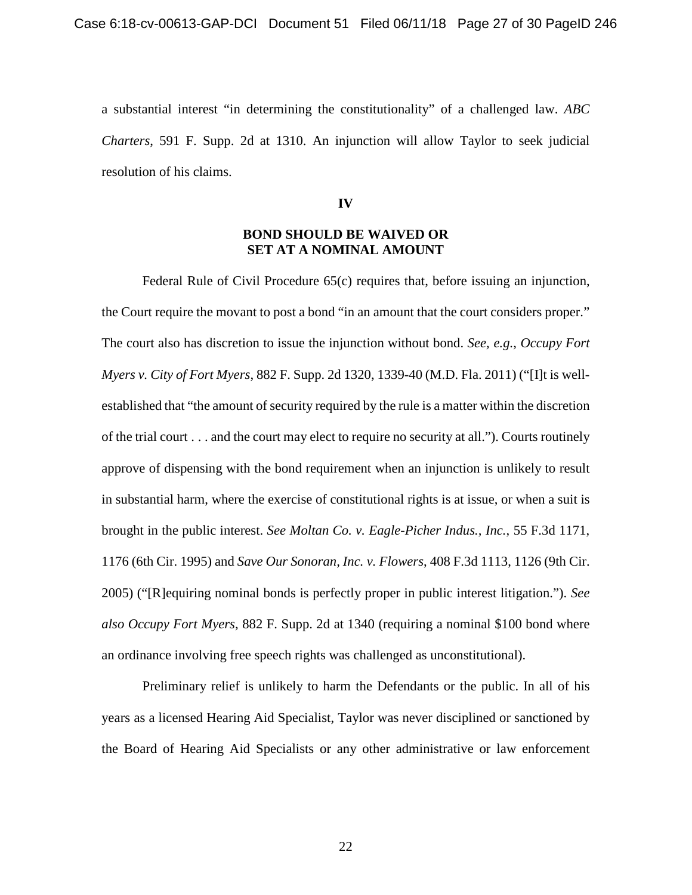a substantial interest "in determining the constitutionality" of a challenged law. *ABC Charters*, 591 F. Supp. 2d at 1310. An injunction will allow Taylor to seek judicial resolution of his claims.

## IV

## BOND SHOULD BE WAIVED OR SET AT A NOMINAL AMOUNT

Federal Rule of Civil Procedure 65(c) requires that, before issuing an injunction, the Court require the movant to post a bond "in an amount that the court considers proper." The court also has discretion to issue the injunction without bond. *See, e.g.*, *Occupy Fort Myers v. City of Fort Myers*, 882 F. Supp. 2d 1320, 1339-40 (M.D. Fla. 2011) ("[I]t is well-established that "the amount of security required by the rule is a matter within the discretion of the trial court . . . and the court may elect to require no security at all."). Courts routinely approve of dispensing with the bond requirement when an injunction is unlikely to result in substantial harm, where the exercise of constitutional rights is at issue, or when a suit is brought in the public interest. *See Moltan Co. v. Eagle-Picher Indus., Inc.*, 55 F.3d 1171, 1176 (6th Cir. 1995) and *Save Our Sonoran, Inc. v. Flowers*, 408 F.3d 1113, 1126 (9th Cir. 2005) ("[R]equiring nominal bonds is perfectly proper in public interest litigation."). *See also Occupy Fort Myers*, 882 F. Supp. 2d at 1340 (requiring a nominal $100 bond where an ordinance involving free speech rights was challenged as unconstitutional).

Preliminary relief is unlikely to harm the Defendants or the public. In all of his years as a licensed Hearing Aid Specialist, Taylor was never disciplined or sanctioned by the Board of Hearing Aid Specialists or any other administrative or law enforcement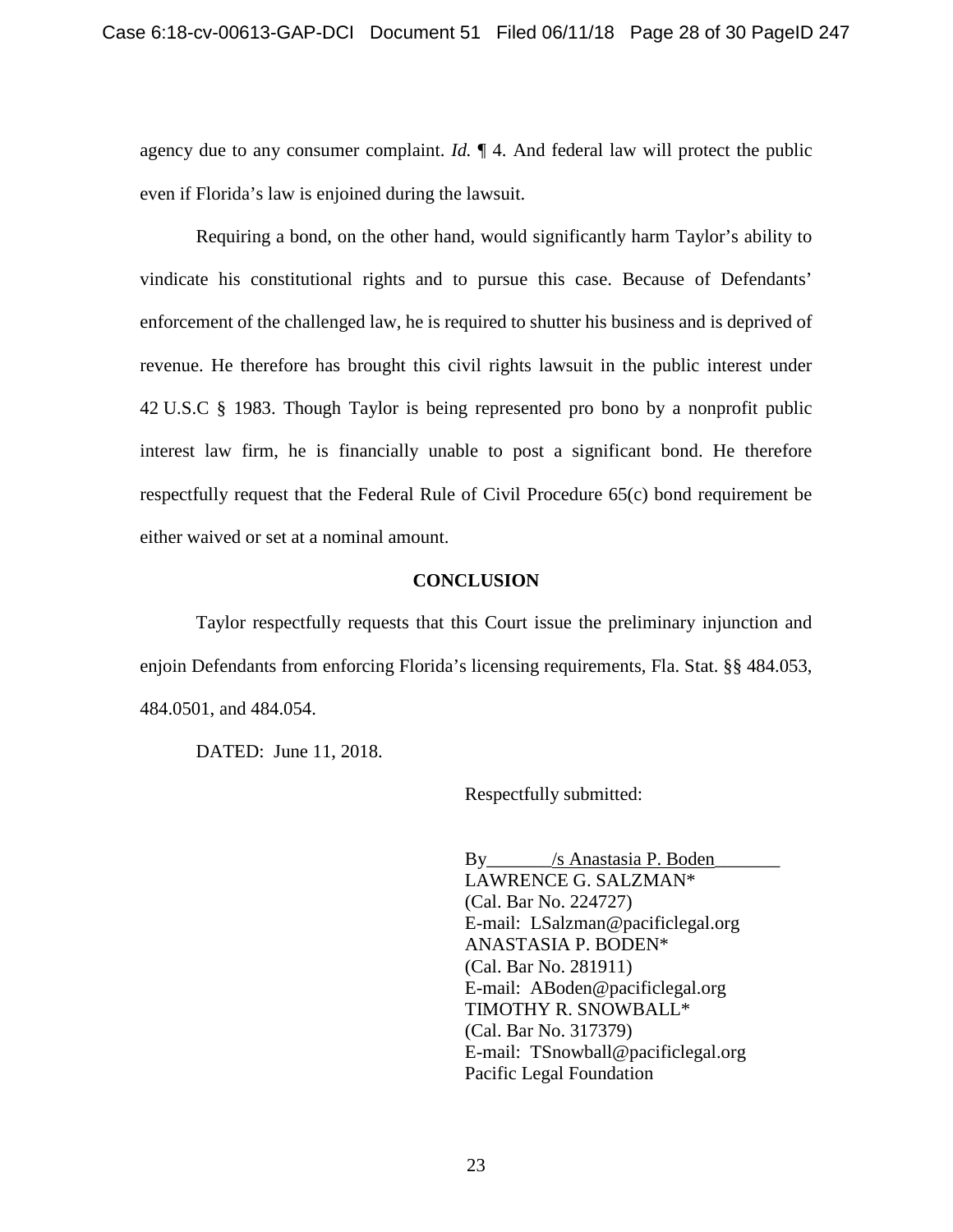agency due to any consumer complaint. *Id.* ¶ 4. And federal law will protect the public even if Florida's law is enjoined during the lawsuit.

Requiring a bond, on the other hand, would significantly harm Taylor's ability to vindicate his constitutional rights and to pursue this case. Because of Defendants' enforcement of the challenged law, he is required to shutter his business and is deprived of revenue. He therefore has brought this civil rights lawsuit in the public interest under 42 U.S.C § 1983. Though Taylor is being represented pro bono by a nonprofit public interest law firm, he is financially unable to post a significant bond. He therefore respectfully request that the Federal Rule of Civil Procedure 65(c) bond requirement be either waived or set at a nominal amount.

**CONCLUSION**

Taylor respectfully requests that this Court issue the preliminary injunction and enjoin Defendants from enforcing Florida's licensing requirements, Fla. Stat. §§ 484.053, 484.0501, and 484.054.

DATED: June 11, 2018.

Respectfully submitted:

By_______/s Anastasia P. Boden_______
LAWRENCE G. SALZMAN*
(Cal. Bar No. 224727)
E-mail: LSalzman@pacificlegal.org
ANASTASIA P. BODEN*
(Cal. Bar No. 281911)
E-mail: ABoden@pacificlegal.org
TIMOTHY R. SNOWBALL*
(Cal. Bar No. 317379)
E-mail: TSnowball@pacificlegal.org
Pacific Legal Foundation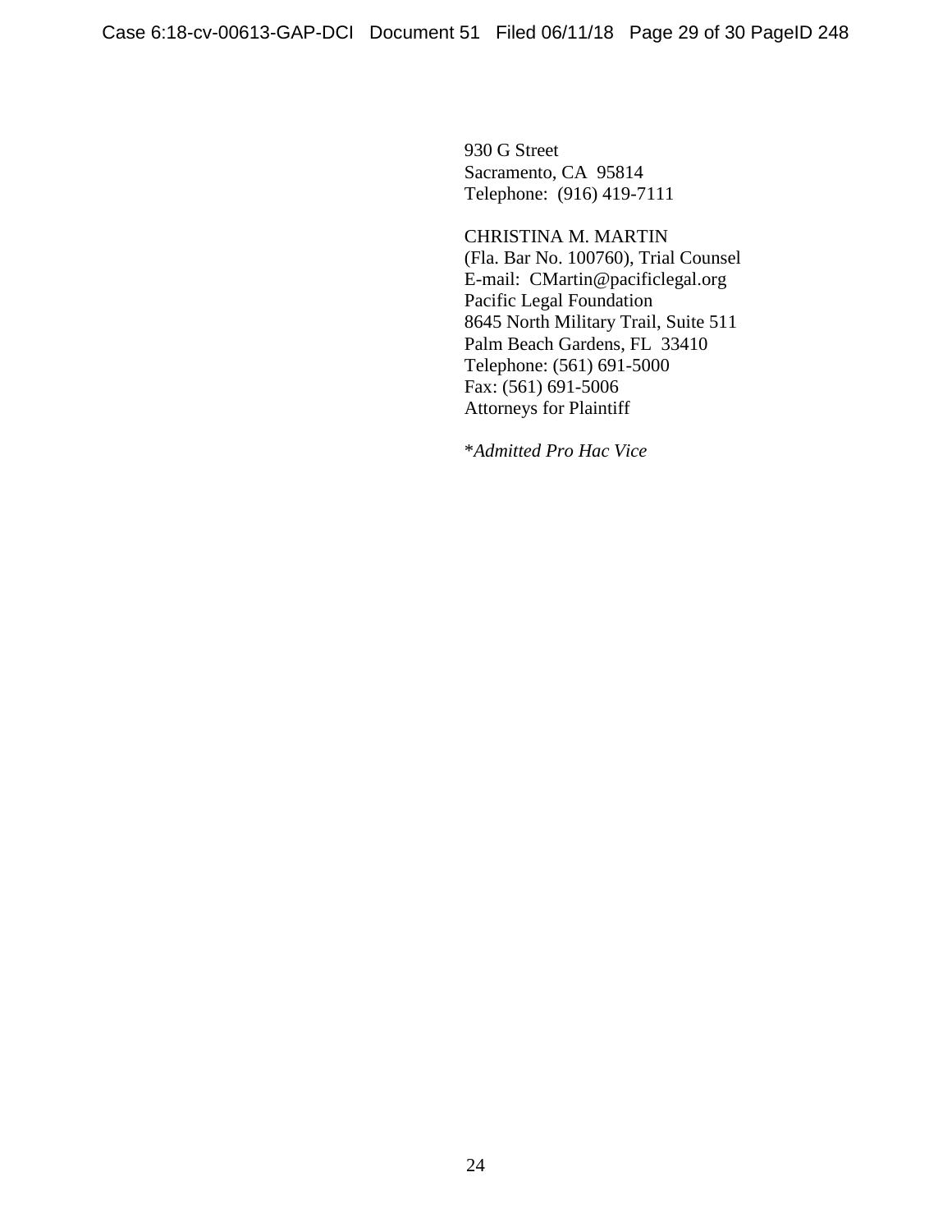930 G Street
Sacramento, CA 95814
Telephone: (916) 419-7111

CHRISTINA M. MARTIN
(Fla. Bar No. 100760), Trial Counsel
E-mail: CMartin@pacificlegal.org
Pacific Legal Foundation
8645 North Military Trail, Suite 511
Palm Beach Gardens, FL 33410
Telephone: (561) 691-5000
Fax: (561) 691-5006
Attorneys for Plaintiff

*Admitted Pro Hac Vice*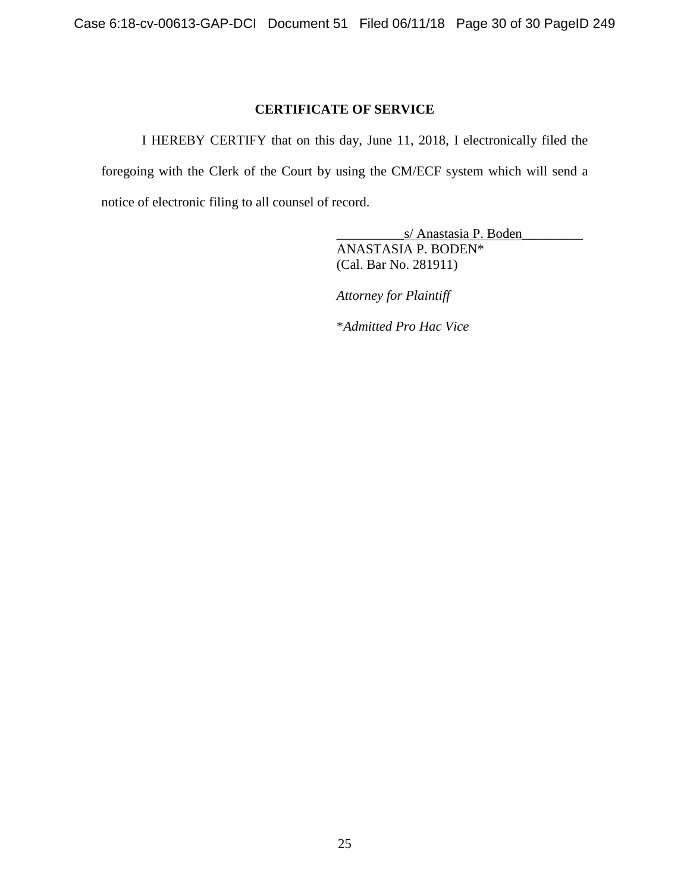## CERTIFICATE OF SERVICE

I HEREBY CERTIFY that on this day, June 11, 2018, I electronically filed the foregoing with the Clerk of the Court by using the CM/ECF system which will send a notice of electronic filing to all counsel of record.

s/ Anastasia P. Boden
ANASTASIA P. BODEN*
(Cal. Bar No. 281911)

*Attorney for Plaintiff*

*\*Admitted Pro Hac Vice*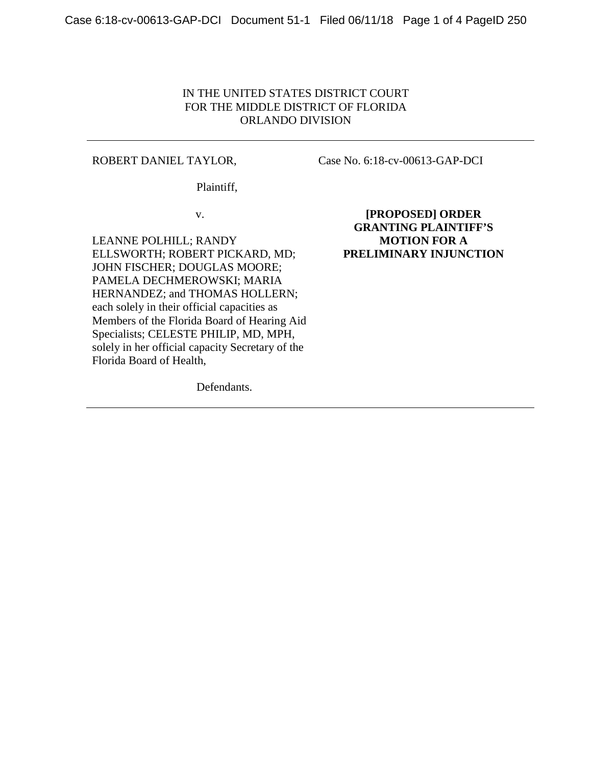IN THE UNITED STATES DISTRICT COURT
FOR THE MIDDLE DISTRICT OF FLORIDA
ORLANDO DIVISION

---

ROBERT DANIEL TAYLOR,

Plaintiff,

v.

LEANNE POLHILL; RANDY ELLSWORTH; ROBERT PICKARD, MD; JOHN FISCHER; DOUGLAS MOORE; PAMELA DECHMEROWSKI; MARIA HERNANDEZ; and THOMAS HOLLERN; each solely in their official capacities as Members of the Florida Board of Hearing Aid Specialists; CELESTE PHILIP, MD, MPH, solely in her official capacity Secretary of the Florida Board of Health,

Defendants.

Case No. 6:18-cv-00613-GAP-DCI

**[PROPOSED] ORDER GRANTING PLAINTIFF'S MOTION FOR A PRELIMINARY INJUNCTION**

---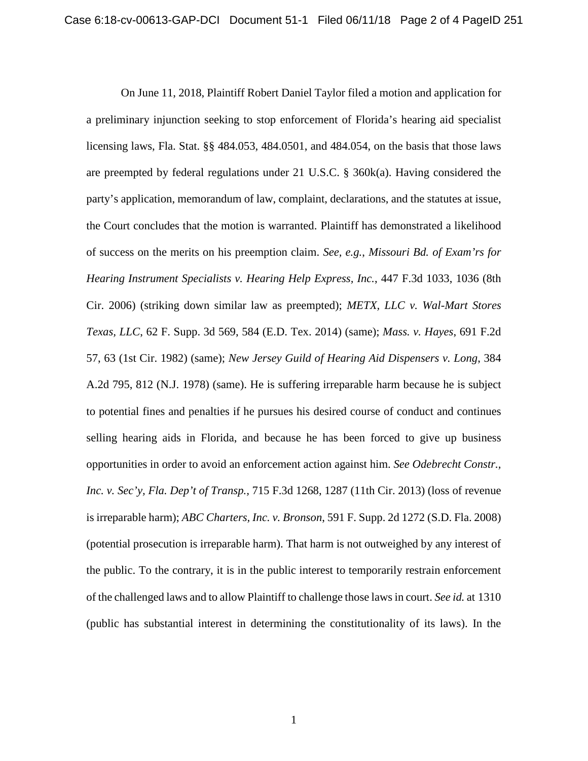On June 11, 2018, Plaintiff Robert Daniel Taylor filed a motion and application for a preliminary injunction seeking to stop enforcement of Florida's hearing aid specialist licensing laws, Fla. Stat. §§ 484.053, 484.0501, and 484.054, on the basis that those laws are preempted by federal regulations under 21 U.S.C. § 360k(a). Having considered the party's application, memorandum of law, complaint, declarations, and the statutes at issue, the Court concludes that the motion is warranted. Plaintiff has demonstrated a likelihood of success on the merits on his preemption claim. *See, e.g.*, *Missouri Bd. of Exam'rs for Hearing Instrument Specialists v. Hearing Help Express, Inc.*, 447 F.3d 1033, 1036 (8th Cir. 2006) (striking down similar law as preempted); *METX, LLC v. Wal-Mart Stores Texas, LLC*, 62 F. Supp. 3d 569, 584 (E.D. Tex. 2014) (same); *Mass. v. Hayes*, 691 F.2d 57, 63 (1st Cir. 1982) (same); *New Jersey Guild of Hearing Aid Dispensers v. Long*, 384 A.2d 795, 812 (N.J. 1978) (same). He is suffering irreparable harm because he is subject to potential fines and penalties if he pursues his desired course of conduct and continues selling hearing aids in Florida, and because he has been forced to give up business opportunities in order to avoid an enforcement action against him. *See Odebrecht Constr., Inc. v. Sec'y, Fla. Dep't of Transp.*, 715 F.3d 1268, 1287 (11th Cir. 2013) (loss of revenue is irreparable harm); *ABC Charters, Inc. v. Bronson*, 591 F. Supp. 2d 1272 (S.D. Fla. 2008) (potential prosecution is irreparable harm). That harm is not outweighed by any interest of the public. To the contrary, it is in the public interest to temporarily restrain enforcement of the challenged laws and to allow Plaintiff to challenge those laws in court. *See id.* at 1310 (public has substantial interest in determining the constitutionality of its laws). In the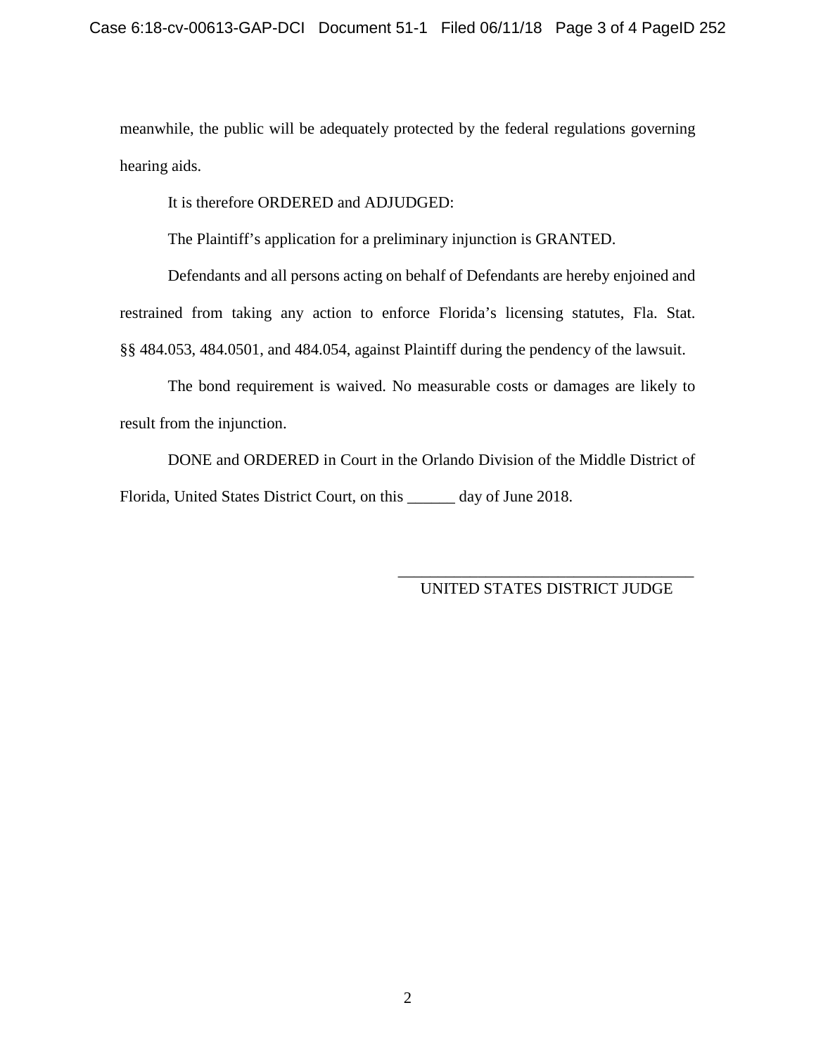meanwhile, the public will be adequately protected by the federal regulations governing hearing aids.

It is therefore ORDERED and ADJUDGED:

The Plaintiff's application for a preliminary injunction is GRANTED.

Defendants and all persons acting on behalf of Defendants are hereby enjoined and restrained from taking any action to enforce Florida's licensing statutes, Fla. Stat. §§ 484.053, 484.0501, and 484.054, against Plaintiff during the pendency of the lawsuit.

The bond requirement is waived. No measurable costs or damages are likely to result from the injunction.

DONE and ORDERED in Court in the Orlando Division of the Middle District of Florida, United States District Court, on this ______ day of June 2018.

_____________________________________
UNITED STATES DISTRICT JUDGE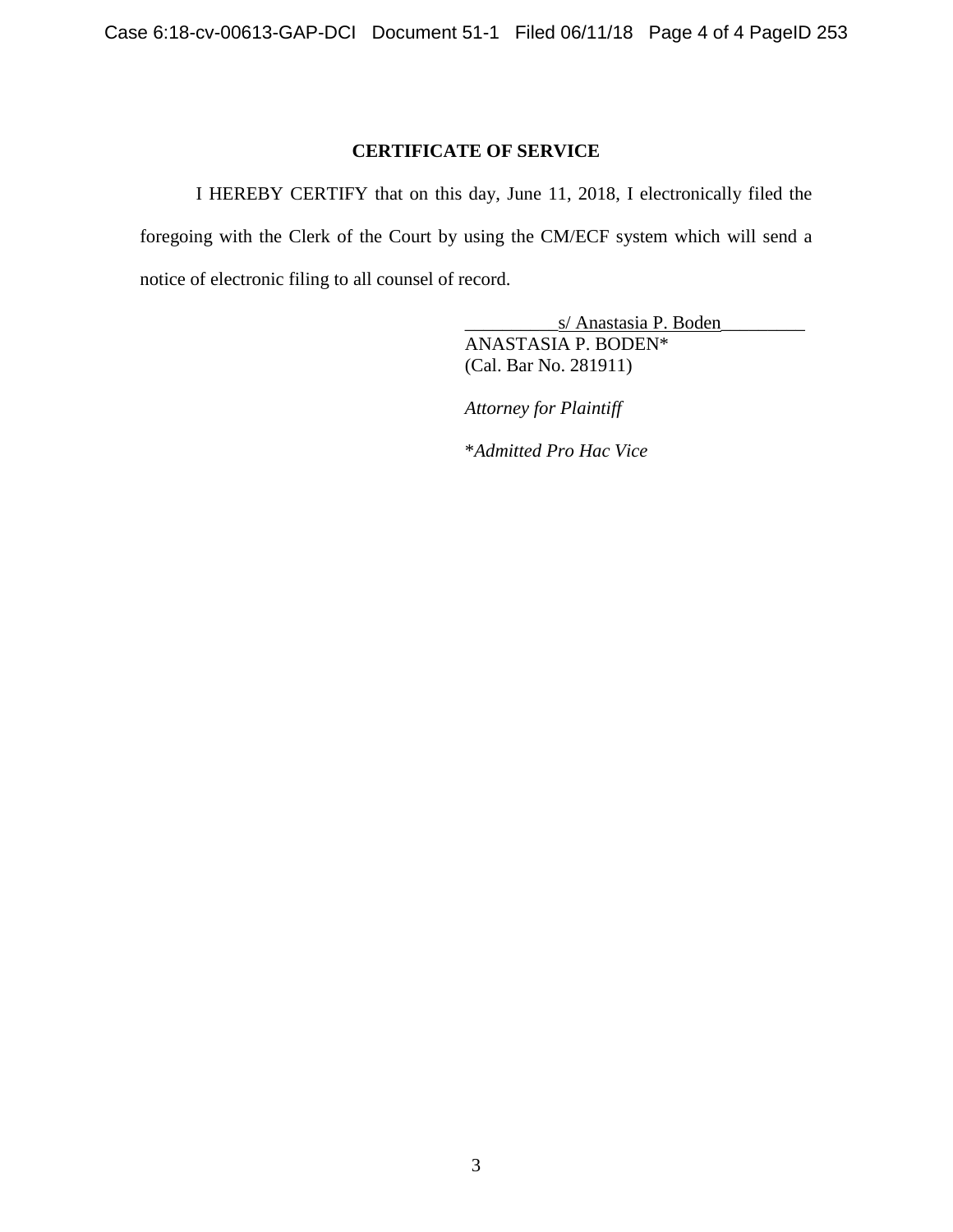**CERTIFICATE OF SERVICE**

I HEREBY CERTIFY that on this day, June 11, 2018, I electronically filed the foregoing with the Clerk of the Court by using the CM/ECF system which will send a notice of electronic filing to all counsel of record.

s/ Anastasia P. Boden
ANASTASIA P. BODEN*
(Cal. Bar No. 281911)

*Attorney for Plaintiff*

**Admitted Pro Hac Vice*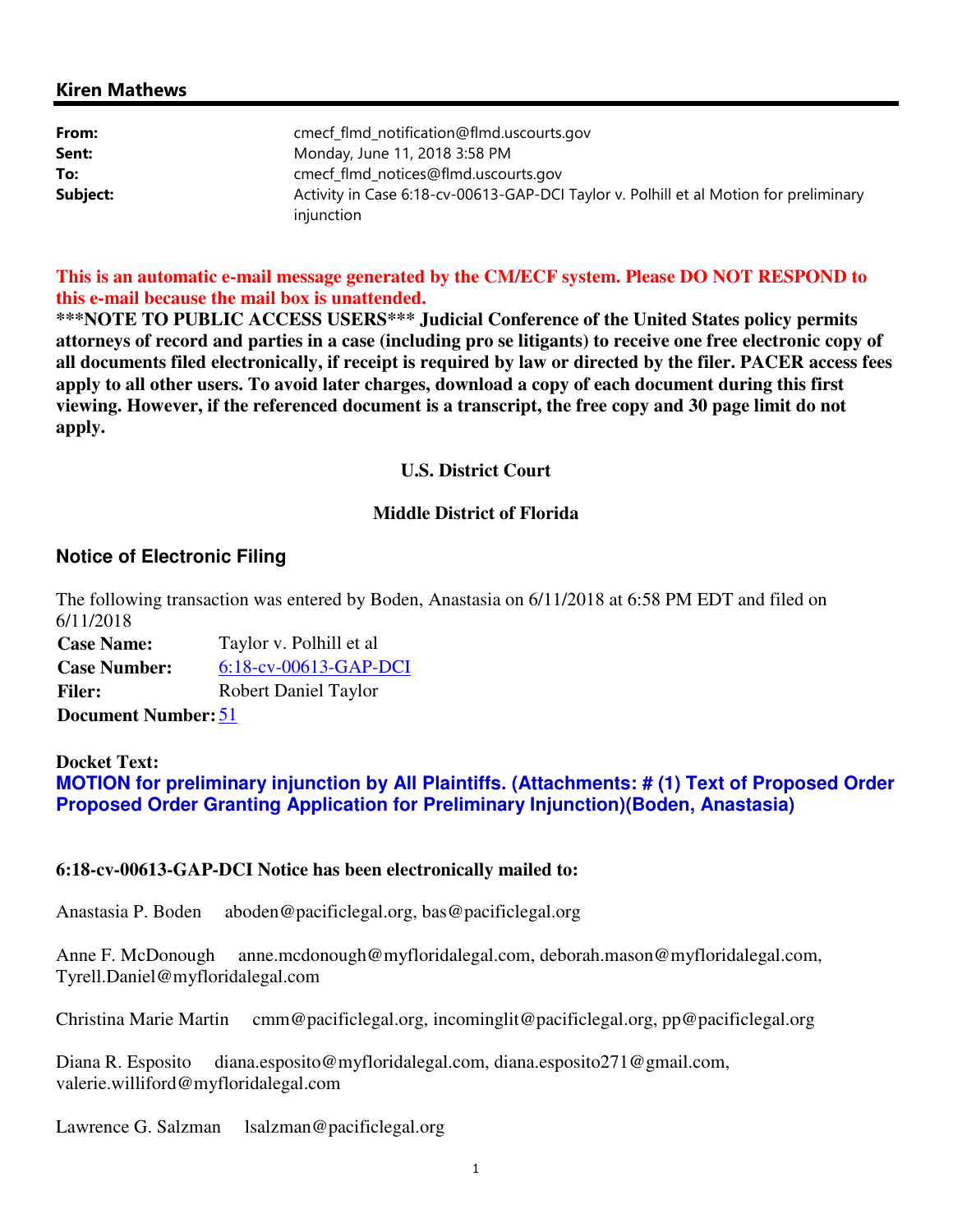**Kiren Mathews**

| | |
|---|---|
| **From:** | cmecf_flmd_notification@flmd.uscourts.gov |
| **Sent:** | Monday, June 11, 2018 3:58 PM |
| **To:** | cmecf_flmd_notices@flmd.uscourts.gov |
| **Subject:** | Activity in Case 6:18-cv-00613-GAP-DCI Taylor v. Polhill et al Motion for preliminary injunction |

**This is an automatic e-mail message generated by the CM/ECF system. Please DO NOT RESPOND to this e-mail because the mail box is unattended.**

**\*\*\*NOTE TO PUBLIC ACCESS USERS\*\*\* Judicial Conference of the United States policy permits attorneys of record and parties in a case (including pro se litigants) to receive one free electronic copy of all documents filed electronically, if receipt is required by law or directed by the filer. PACER access fees apply to all other users. To avoid later charges, download a copy of each document during this first viewing. However, if the referenced document is a transcript, the free copy and 30 page limit do not apply.**

**U.S. District Court**

**Middle District of Florida**

## Notice of Electronic Filing

The following transaction was entered by Boden, Anastasia on 6/11/2018 at 6:58 PM EDT and filed on 6/11/2018

| | |
|---|---|
| **Case Name:** | Taylor v. Polhill et al |
| **Case Number:** | 6:18-cv-00613-GAP-DCI |
| **Filer:** | Robert Daniel Taylor |
| **Document Number:** | 51 |

**Docket Text:**

**MOTION for preliminary injunction by All Plaintiffs. (Attachments: # (1) Text of Proposed Order Proposed Order Granting Application for Preliminary Injunction)(Boden, Anastasia)**

**6:18-cv-00613-GAP-DCI Notice has been electronically mailed to:**

Anastasia P. Boden aboden@pacificlegal.org, bas@pacificlegal.org

Anne F. McDonough anne.mcdonough@myfloridalegal.com, deborah.mason@myfloridalegal.com, Tyrell.Daniel@myfloridalegal.com

Christina Marie Martin cmm@pacificlegal.org, incominglit@pacificlegal.org, pp@pacificlegal.org

Diana R. Esposito diana.esposito@myfloridalegal.com, diana.esposito271@gmail.com, valerie.williford@myfloridalegal.com

Lawrence G. Salzman lsalzman@pacificlegal.org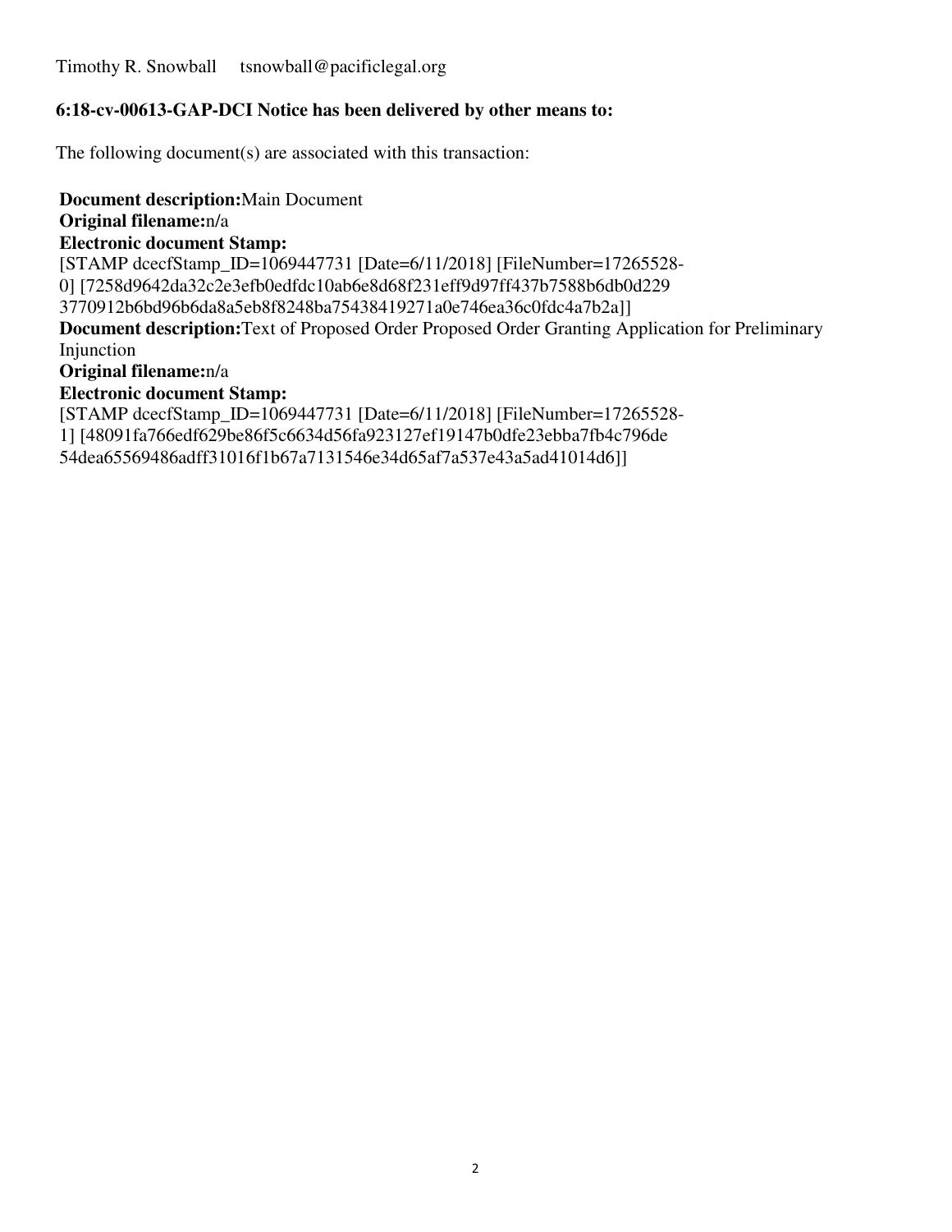Timothy R. Snowball     tsnowball@pacificlegal.org

**6:18-cv-00613-GAP-DCI Notice has been delivered by other means to:**

The following document(s) are associated with this transaction:

**Document description:**Main Document
**Original filename:**n/a
**Electronic document Stamp:**
[STAMP dcecfStamp_ID=1069447731 [Date=6/11/2018] [FileNumber=17265528-0] [7258d9642da32c2e3efb0edfdc10ab6e8d68f231eff9d97ff437b7588b6db0d229 3770912b6bd96b6da8a5eb8f8248ba75438419271a0e746ea36c0fdc4a7b2a]]
**Document description:**Text of Proposed Order Proposed Order Granting Application for Preliminary Injunction
**Original filename:**n/a
**Electronic document Stamp:**
[STAMP dcecfStamp_ID=1069447731 [Date=6/11/2018] [FileNumber=17265528-1] [48091fa766edf629be86f5c6634d56fa923127ef19147b0dfe23ebba7fb4c796de 54dea65569486adff31016f1b67a7131546e34d65af7a537e43a5ad41014d6]]